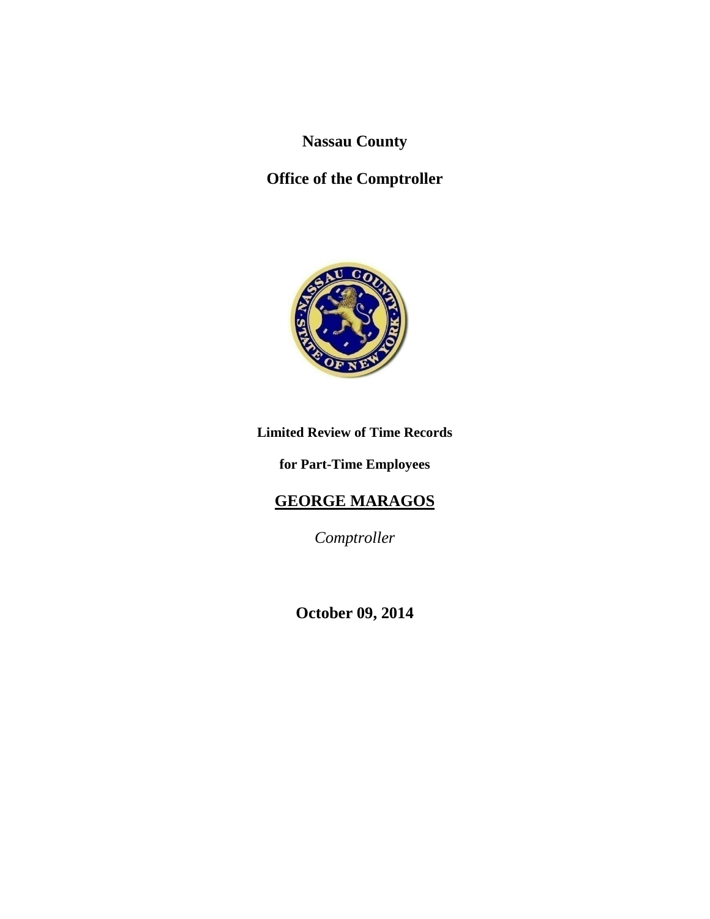# Nassau County

# Office of the Comptroller

**Limited Review of Time Records**

**for Part-Time Employees**

**GEORGE MARAGOS**

*Comptroller*

**October 09, 2014**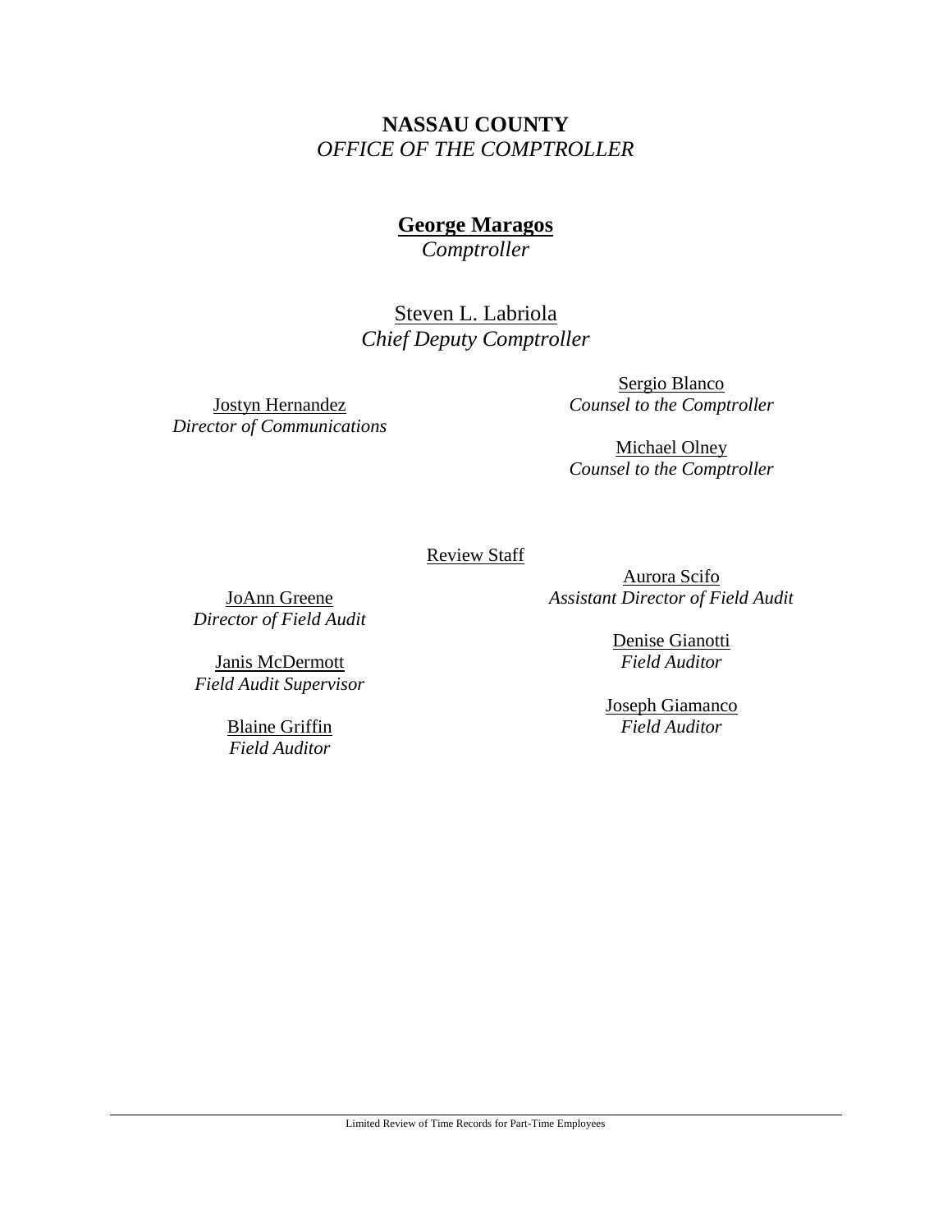**NASSAU COUNTY**
*OFFICE OF THE COMPTROLLER*

**George Maragos**
*Comptroller*

Steven L. Labriola
*Chief Deputy Comptroller*

Jostyn Hernandez
*Director of Communications*

Sergio Blanco
*Counsel to the Comptroller*

Michael Olney
*Counsel to the Comptroller*

Review Staff

JoAnn Greene
*Director of Field Audit*

Aurora Scifo
*Assistant Director of Field Audit*

Janis McDermott
*Field Audit Supervisor*

Denise Gianotti
*Field Auditor*

Blaine Griffin
*Field Auditor*

Joseph Giamanco
*Field Auditor*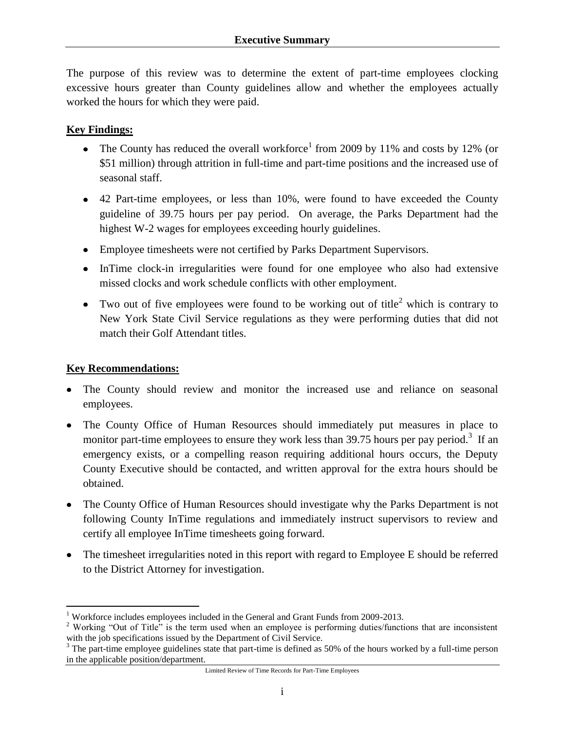## Executive Summary

The purpose of this review was to determine the extent of part-time employees clocking excessive hours greater than County guidelines allow and whether the employees actually worked the hours for which they were paid.

**Key Findings:**

- The County has reduced the overall workforce[1] from 2009 by 11% and costs by 12% (or $51 million) through attrition in full-time and part-time positions and the increased use of seasonal staff.
- 42 Part-time employees, or less than 10%, were found to have exceeded the County guideline of 39.75 hours per pay period. On average, the Parks Department had the highest W-2 wages for employees exceeding hourly guidelines.
- Employee timesheets were not certified by Parks Department Supervisors.
- InTime clock-in irregularities were found for one employee who also had extensive missed clocks and work schedule conflicts with other employment.
- Two out of five employees were found to be working out of title[2] which is contrary to New York State Civil Service regulations as they were performing duties that did not match their Golf Attendant titles.

**Key Recommendations:**

- The County should review and monitor the increased use and reliance on seasonal employees.
- The County Office of Human Resources should immediately put measures in place to monitor part-time employees to ensure they work less than 39.75 hours per pay period.[3] If an emergency exists, or a compelling reason requiring additional hours occurs, the Deputy County Executive should be contacted, and written approval for the extra hours should be obtained.
- The County Office of Human Resources should investigate why the Parks Department is not following County InTime regulations and immediately instruct supervisors to review and certify all employee InTime timesheets going forward.
- The timesheet irregularities noted in this report with regard to Employee E should be referred to the District Attorney for investigation.

---

[1] Workforce includes employees included in the General and Grant Funds from 2009-2013.

[2] Working "Out of Title" is the term used when an employee is performing duties/functions that are inconsistent with the job specifications issued by the Department of Civil Service.

[3] The part-time employee guidelines state that part-time is defined as 50% of the hours worked by a full-time person in the applicable position/department.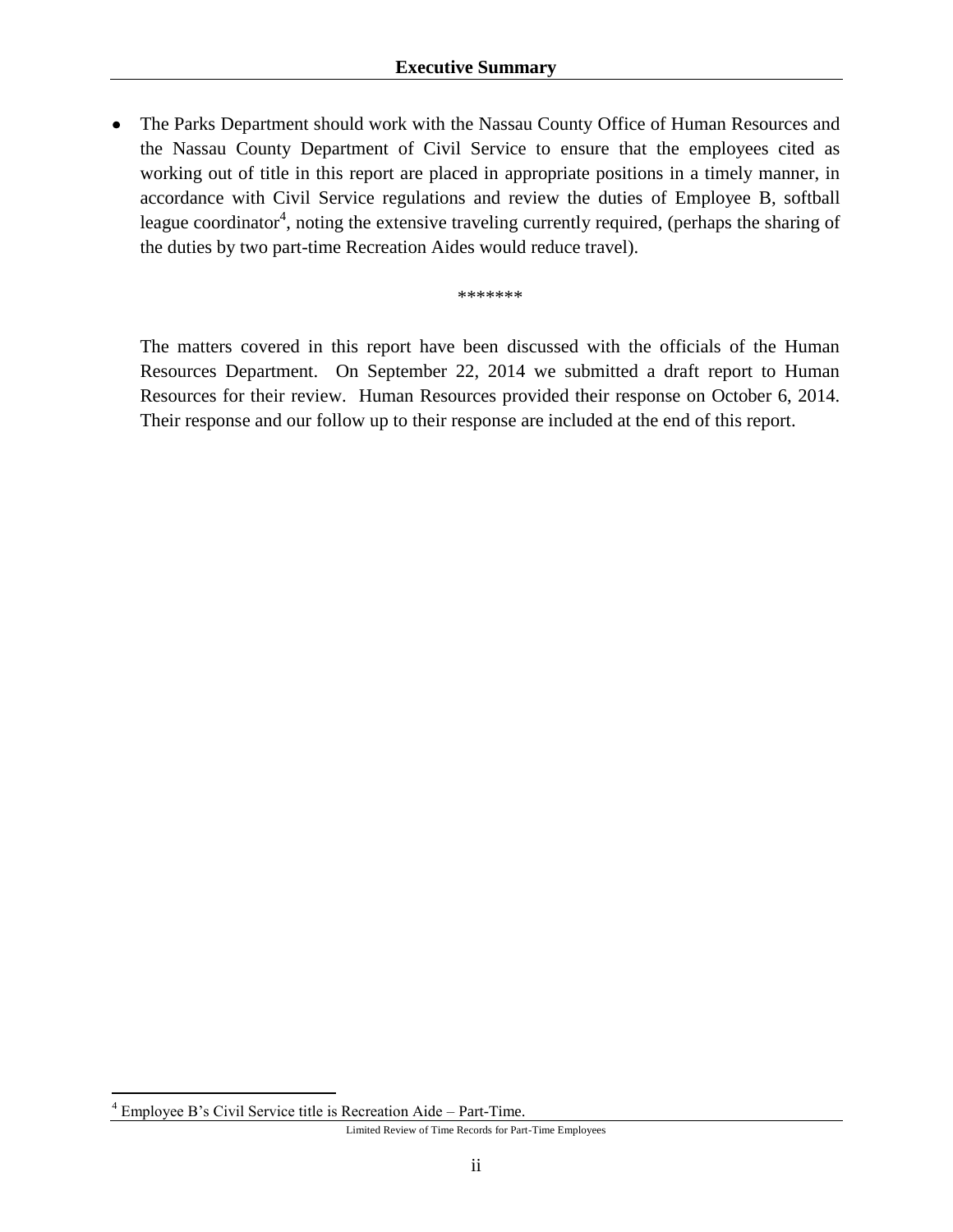- The Parks Department should work with the Nassau County Office of Human Resources and the Nassau County Department of Civil Service to ensure that the employees cited as working out of title in this report are placed in appropriate positions in a timely manner, in accordance with Civil Service regulations and review the duties of Employee B, softball league coordinator[4], noting the extensive traveling currently required, (perhaps the sharing of the duties by two part-time Recreation Aides would reduce travel).

*******

The matters covered in this report have been discussed with the officials of the Human Resources Department. On September 22, 2014 we submitted a draft report to Human Resources for their review. Human Resources provided their response on October 6, 2014. Their response and our follow up to their response are included at the end of this report.

[4] Employee B's Civil Service title is Recreation Aide – Part-Time.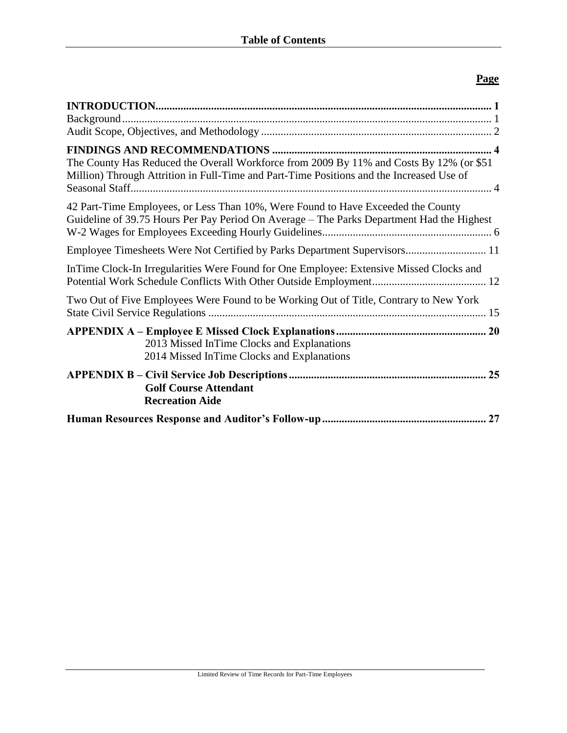# Table of Contents

| | Page |
|---|---|
| **INTRODUCTION** | **1** |
| Background | 1 |
| Audit Scope, Objectives, and Methodology | 2 |
| **FINDINGS AND RECOMMENDATIONS** | **4** |
| The County Has Reduced the Overall Workforce from 2009 By 11% and Costs By 12% (or $51 Million) Through Attrition in Full-Time and Part-Time Positions and the Increased Use of Seasonal Staff | 4 |
| 42 Part-Time Employees, or Less Than 10%, Were Found to Have Exceeded the County Guideline of 39.75 Hours Per Pay Period On Average – The Parks Department Had the Highest W-2 Wages for Employees Exceeding Hourly Guidelines | 6 |
| Employee Timesheets Were Not Certified by Parks Department Supervisors | 11 |
| InTime Clock-In Irregularities Were Found for One Employee: Extensive Missed Clocks and Potential Work Schedule Conflicts With Other Outside Employment | 12 |
| Two Out of Five Employees Were Found to be Working Out of Title, Contrary to New York State Civil Service Regulations | 15 |
| **APPENDIX A – Employee E Missed Clock Explanations** | **20** |
| 2013 Missed InTime Clocks and Explanations | |
| 2014 Missed InTime Clocks and Explanations | |
| **APPENDIX B – Civil Service Job Descriptions** | **25** |
| **Golf Course Attendant** | |
| **Recreation Aide** | |
| **Human Resources Response and Auditor's Follow-up** | **27** |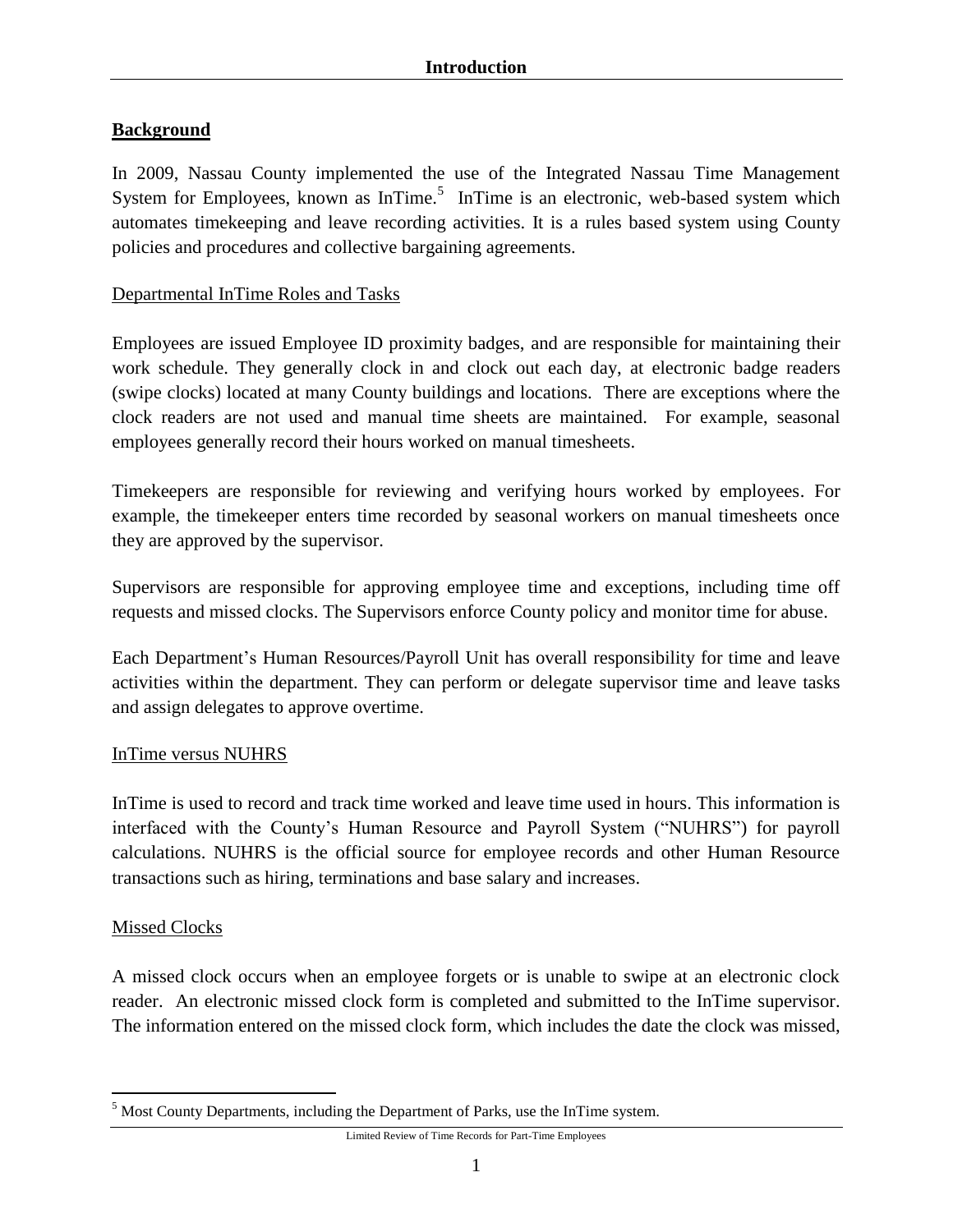## Introduction

### Background

In 2009, Nassau County implemented the use of the Integrated Nassau Time Management System for Employees, known as InTime.[5] InTime is an electronic, web-based system which automates timekeeping and leave recording activities. It is a rules based system using County policies and procedures and collective bargaining agreements.

#### Departmental InTime Roles and Tasks

Employees are issued Employee ID proximity badges, and are responsible for maintaining their work schedule. They generally clock in and clock out each day, at electronic badge readers (swipe clocks) located at many County buildings and locations. There are exceptions where the clock readers are not used and manual time sheets are maintained. For example, seasonal employees generally record their hours worked on manual timesheets.

Timekeepers are responsible for reviewing and verifying hours worked by employees. For example, the timekeeper enters time recorded by seasonal workers on manual timesheets once they are approved by the supervisor.

Supervisors are responsible for approving employee time and exceptions, including time off requests and missed clocks. The Supervisors enforce County policy and monitor time for abuse.

Each Department's Human Resources/Payroll Unit has overall responsibility for time and leave activities within the department. They can perform or delegate supervisor time and leave tasks and assign delegates to approve overtime.

#### InTime versus NUHRS

InTime is used to record and track time worked and leave time used in hours. This information is interfaced with the County's Human Resource and Payroll System ("NUHRS") for payroll calculations. NUHRS is the official source for employee records and other Human Resource transactions such as hiring, terminations and base salary and increases.

#### Missed Clocks

A missed clock occurs when an employee forgets or is unable to swipe at an electronic clock reader. An electronic missed clock form is completed and submitted to the InTime supervisor. The information entered on the missed clock form, which includes the date the clock was missed,

[5] Most County Departments, including the Department of Parks, use the InTime system.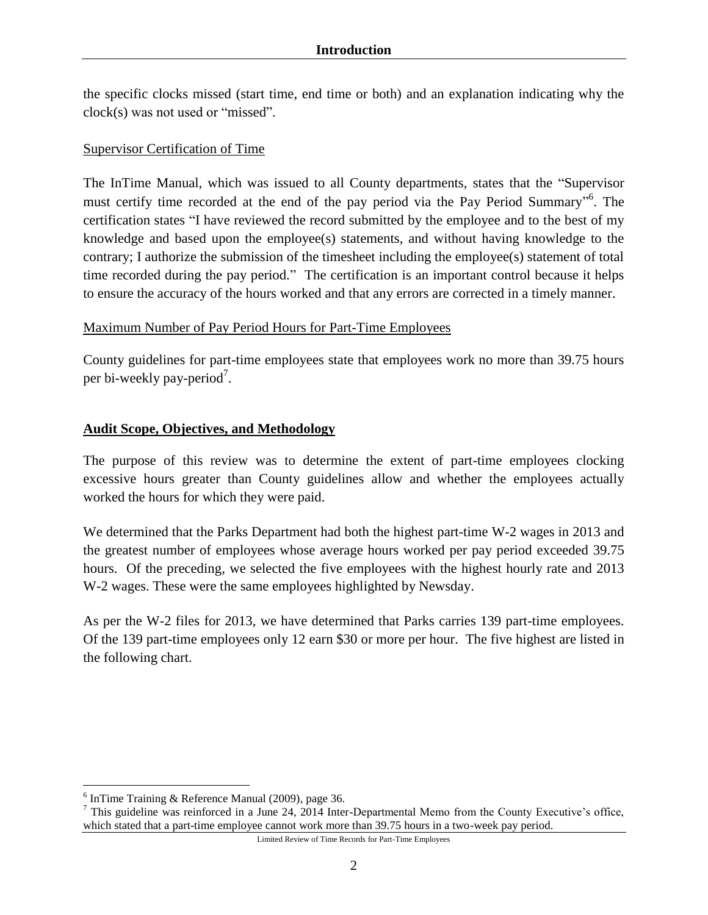the specific clocks missed (start time, end time or both) and an explanation indicating why the clock(s) was not used or "missed".

Supervisor Certification of Time

The InTime Manual, which was issued to all County departments, states that the "Supervisor must certify time recorded at the end of the pay period via the Pay Period Summary"[6]. The certification states "I have reviewed the record submitted by the employee and to the best of my knowledge and based upon the employee(s) statements, and without having knowledge to the contrary; I authorize the submission of the timesheet including the employee(s) statement of total time recorded during the pay period." The certification is an important control because it helps to ensure the accuracy of the hours worked and that any errors are corrected in a timely manner.

Maximum Number of Pay Period Hours for Part-Time Employees

County guidelines for part-time employees state that employees work no more than 39.75 hours per bi-weekly pay-period[7].

## Audit Scope, Objectives, and Methodology

The purpose of this review was to determine the extent of part-time employees clocking excessive hours greater than County guidelines allow and whether the employees actually worked the hours for which they were paid.

We determined that the Parks Department had both the highest part-time W-2 wages in 2013 and the greatest number of employees whose average hours worked per pay period exceeded 39.75 hours. Of the preceding, we selected the five employees with the highest hourly rate and 2013 W-2 wages. These were the same employees highlighted by Newsday.

As per the W-2 files for 2013, we have determined that Parks carries 139 part-time employees. Of the 139 part-time employees only 12 earn $30 or more per hour. The five highest are listed in the following chart.

---

[6] InTime Training & Reference Manual (2009), page 36.

[7] This guideline was reinforced in a June 24, 2014 Inter-Departmental Memo from the County Executive's office, which stated that a part-time employee cannot work more than 39.75 hours in a two-week pay period.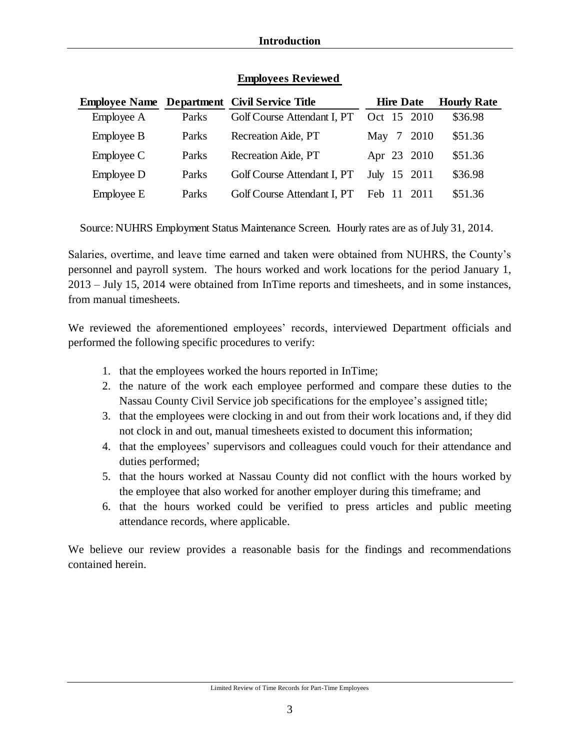**Employees Reviewed**

| Employee Name | Department | Civil Service Title | Hire Date | Hourly Rate |
|---|---|---|---|---|
| Employee A | Parks | Golf Course Attendant I, PT | Oct 15 2010 | $36.98 |
| Employee B | Parks | Recreation Aide, PT | May 7 2010 | $51.36 |
| Employee C | Parks | Recreation Aide, PT | Apr 23 2010 | $51.36 |
| Employee D | Parks | Golf Course Attendant I, PT | July 15 2011 | $36.98 |
| Employee E | Parks | Golf Course Attendant I, PT | Feb 11 2011 | $51.36 |

Source: NUHRS Employment Status Maintenance Screen. Hourly rates are as of July 31, 2014.

Salaries, overtime, and leave time earned and taken were obtained from NUHRS, the County's personnel and payroll system. The hours worked and work locations for the period January 1, 2013 – July 15, 2014 were obtained from InTime reports and timesheets, and in some instances, from manual timesheets.

We reviewed the aforementioned employees' records, interviewed Department officials and performed the following specific procedures to verify:

1. that the employees worked the hours reported in InTime;
2. the nature of the work each employee performed and compare these duties to the Nassau County Civil Service job specifications for the employee's assigned title;
3. that the employees were clocking in and out from their work locations and, if they did not clock in and out, manual timesheets existed to document this information;
4. that the employees' supervisors and colleagues could vouch for their attendance and duties performed;
5. that the hours worked at Nassau County did not conflict with the hours worked by the employee that also worked for another employer during this timeframe; and
6. that the hours worked could be verified to press articles and public meeting attendance records, where applicable.

We believe our review provides a reasonable basis for the findings and recommendations contained herein.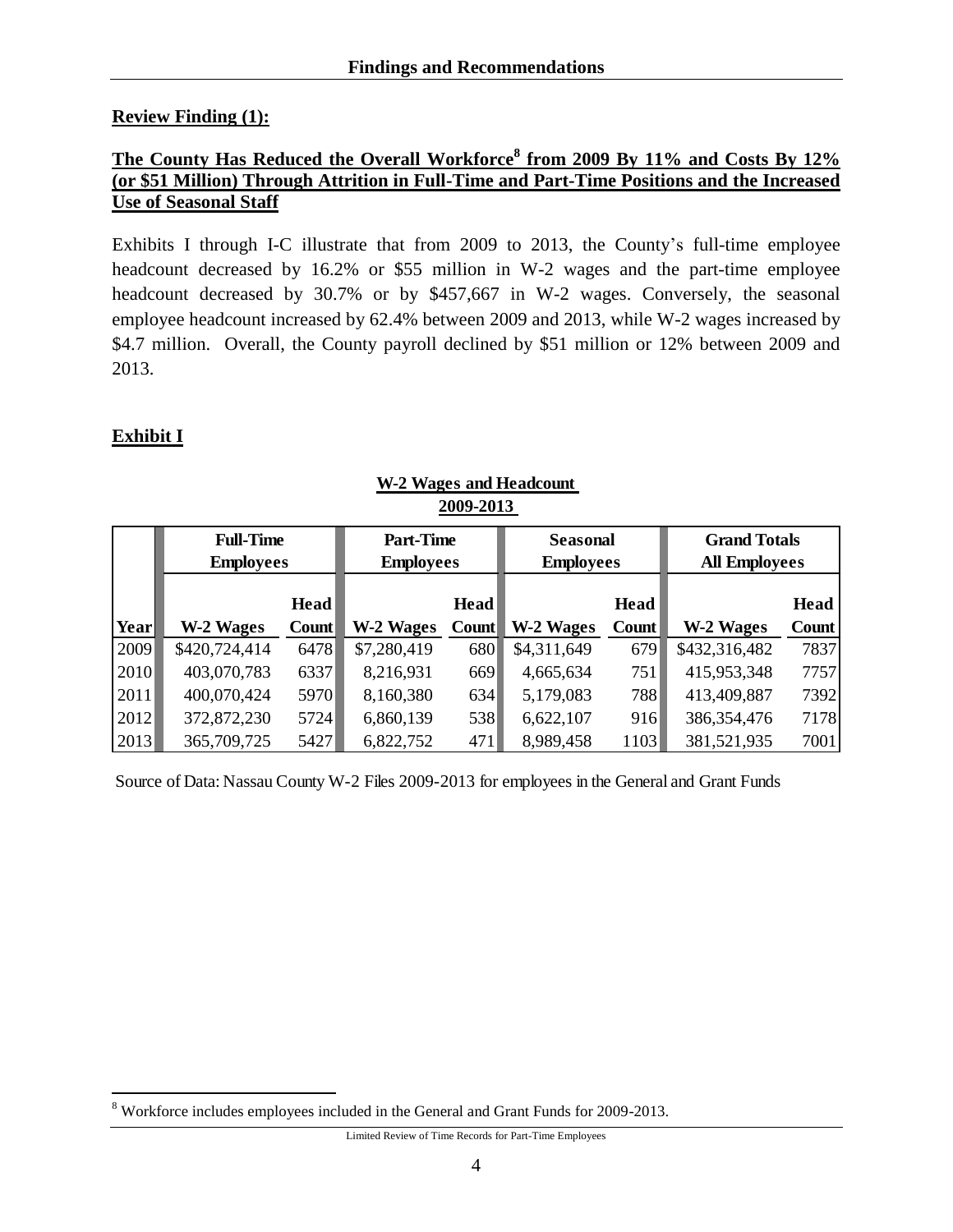**Review Finding (1):**

**The County Has Reduced the Overall Workforce[8] from 2009 By 11% and Costs By 12% (or $51 Million) Through Attrition in Full-Time and Part-Time Positions and the Increased Use of Seasonal Staff**

Exhibits I through I-C illustrate that from 2009 to 2013, the County's full-time employee headcount decreased by 16.2% or $55 million in W-2 wages and the part-time employee headcount decreased by 30.7% or by $457,667 in W-2 wages. Conversely, the seasonal employee headcount increased by 62.4% between 2009 and 2013, while W-2 wages increased by $4.7 million. Overall, the County payroll declined by $51 million or 12% between 2009 and 2013.

**Exhibit I**

**W-2 Wages and Headcount**
**2009-2013**

| | Full-Time Employees | | Part-Time Employees | | Seasonal Employees | | Grand Totals All Employees | |
|---|---|---|---|---|---|---|---|---|
| **Year** | **W-2 Wages** | **Head Count** | **W-2 Wages** | **Head Count** | **W-2 Wages** | **Head Count** | **W-2 Wages** | **Head Count** |
| 2009 | $420,724,414 | 6478 | $7,280,419 | 680 | $4,311,649 | 679 | $432,316,482 | 7837 |
| 2010 | 403,070,783 | 6337 | 8,216,931 | 669 | 4,665,634 | 751 | 415,953,348 | 7757 |
| 2011 | 400,070,424 | 5970 | 8,160,380 | 634 | 5,179,083 | 788 | 413,409,887 | 7392 |
| 2012 | 372,872,230 | 5724 | 6,860,139 | 538 | 6,622,107 | 916 | 386,354,476 | 7178 |
| 2013 | 365,709,725 | 5427 | 6,822,752 | 471 | 8,989,458 | 1103 | 381,521,935 | 7001 |

Source of Data: Nassau County W-2 Files 2009-2013 for employees in the General and Grant Funds

[8] Workforce includes employees included in the General and Grant Funds for 2009-2013.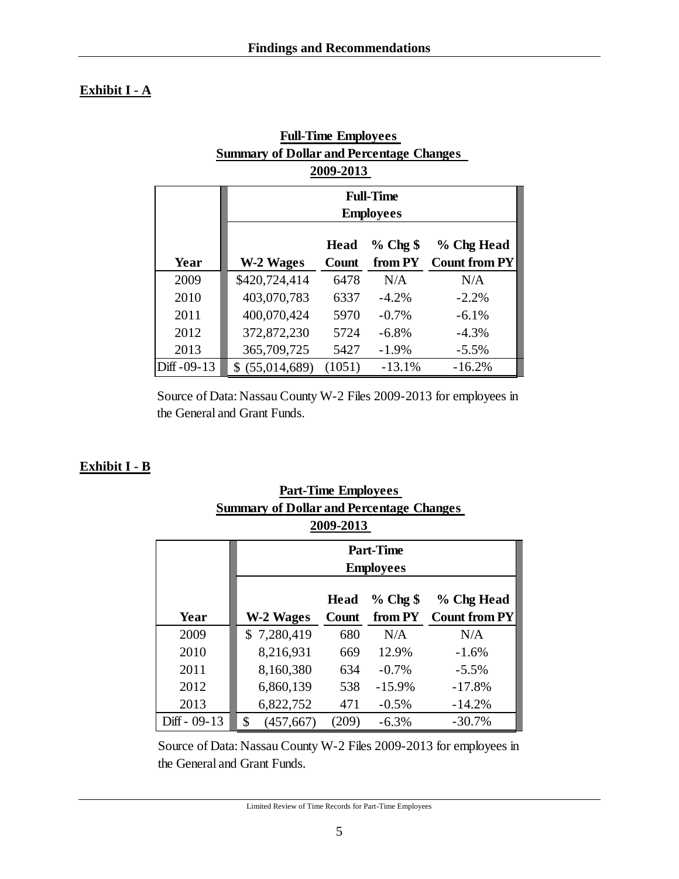**Exhibit I - A**

**Full-Time Employees**
**Summary of Dollar and Percentage Changes**
**2009-2013**

| | Full-Time Employees | | | |
|---|---|---|---|---|
| **Year** | **W-2 Wages** | **Head Count** | **% Chg $ from PY** | **% Chg Head Count from PY** |
| 2009 | $420,724,414 | 6478 | N/A | N/A |
| 2010 | 403,070,783 | 6337 | -4.2% | -2.2% |
| 2011 | 400,070,424 | 5970 | -0.7% | -6.1% |
| 2012 | 372,872,230 | 5724 | -6.8% | -4.3% |
| 2013 | 365,709,725 | 5427 | -1.9% | -5.5% |
| Diff -09-13 | $ (55,014,689) | (1051) | -13.1% | -16.2% |

Source of Data: Nassau County W-2 Files 2009-2013 for employees in the General and Grant Funds.

**Exhibit I - B**

**Part-Time Employees**
**Summary of Dollar and Percentage Changes**
**2009-2013**

| | Part-Time Employees | | | |
|---|---|---|---|---|
| **Year** | **W-2 Wages** | **Head Count** | **% Chg $ from PY** | **% Chg Head Count from PY** |
| 2009 | $ 7,280,419 | 680 | N/A | N/A |
| 2010 | 8,216,931 | 669 | 12.9% | -1.6% |
| 2011 | 8,160,380 | 634 | -0.7% | -5.5% |
| 2012 | 6,860,139 | 538 | -15.9% | -17.8% |
| 2013 | 6,822,752 | 471 | -0.5% | -14.2% |
| Diff - 09-13 | $ (457,667) | (209) | -6.3% | -30.7% |

Source of Data: Nassau County W-2 Files 2009-2013 for employees in the General and Grant Funds.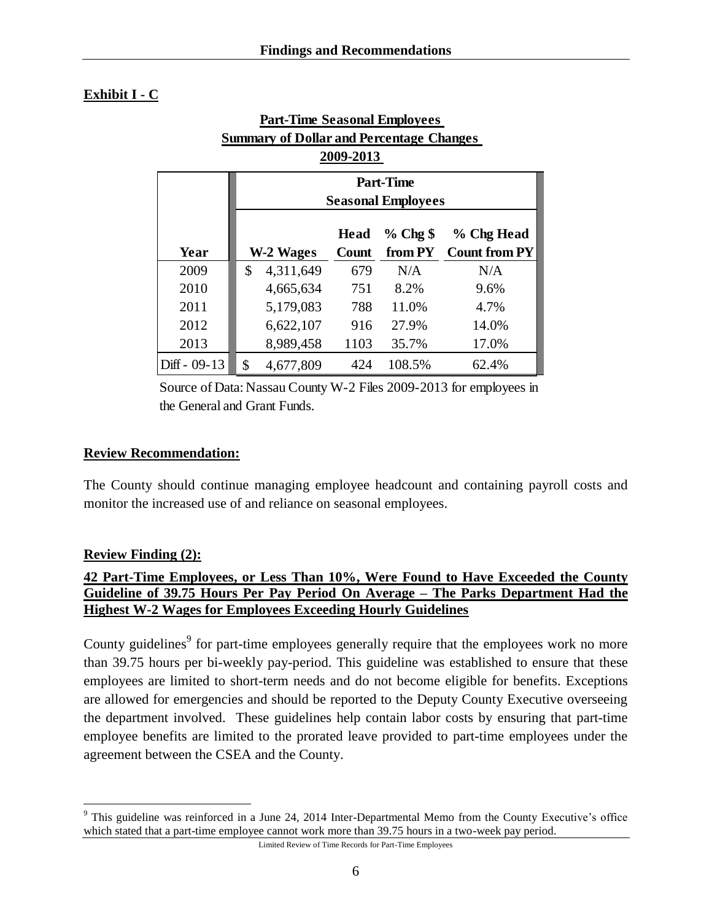**Exhibit I - C**

**Part-Time Seasonal Employees**
**Summary of Dollar and Percentage Changes**
**2009-2013**

| | Part-Time Seasonal Employees | | | |
|---|---|---|---|---|
| **Year** | **W-2 Wages** | **Head Count** | **% Chg $ from PY** | **% Chg Head Count from PY** |
| 2009 | $ 4,311,649 | 679 | N/A | N/A |
| 2010 | 4,665,634 | 751 | 8.2% | 9.6% |
| 2011 | 5,179,083 | 788 | 11.0% | 4.7% |
| 2012 | 6,622,107 | 916 | 27.9% | 14.0% |
| 2013 | 8,989,458 | 1103 | 35.7% | 17.0% |
| Diff - 09-13 | $ 4,677,809 | 424 | 108.5% | 62.4% |

Source of Data: Nassau County W-2 Files 2009-2013 for employees in the General and Grant Funds.

**Review Recommendation:**

The County should continue managing employee headcount and containing payroll costs and monitor the increased use of and reliance on seasonal employees.

**Review Finding (2):**

**42 Part-Time Employees, or Less Than 10%, Were Found to Have Exceeded the County Guideline of 39.75 Hours Per Pay Period On Average – The Parks Department Had the Highest W-2 Wages for Employees Exceeding Hourly Guidelines**

County guidelines[9] for part-time employees generally require that the employees work no more than 39.75 hours per bi-weekly pay-period. This guideline was established to ensure that these employees are limited to short-term needs and do not become eligible for benefits. Exceptions are allowed for emergencies and should be reported to the Deputy County Executive overseeing the department involved. These guidelines help contain labor costs by ensuring that part-time employee benefits are limited to the prorated leave provided to part-time employees under the agreement between the CSEA and the County.

[9] This guideline was reinforced in a June 24, 2014 Inter-Departmental Memo from the County Executive's office which stated that a part-time employee cannot work more than 39.75 hours in a two-week pay period.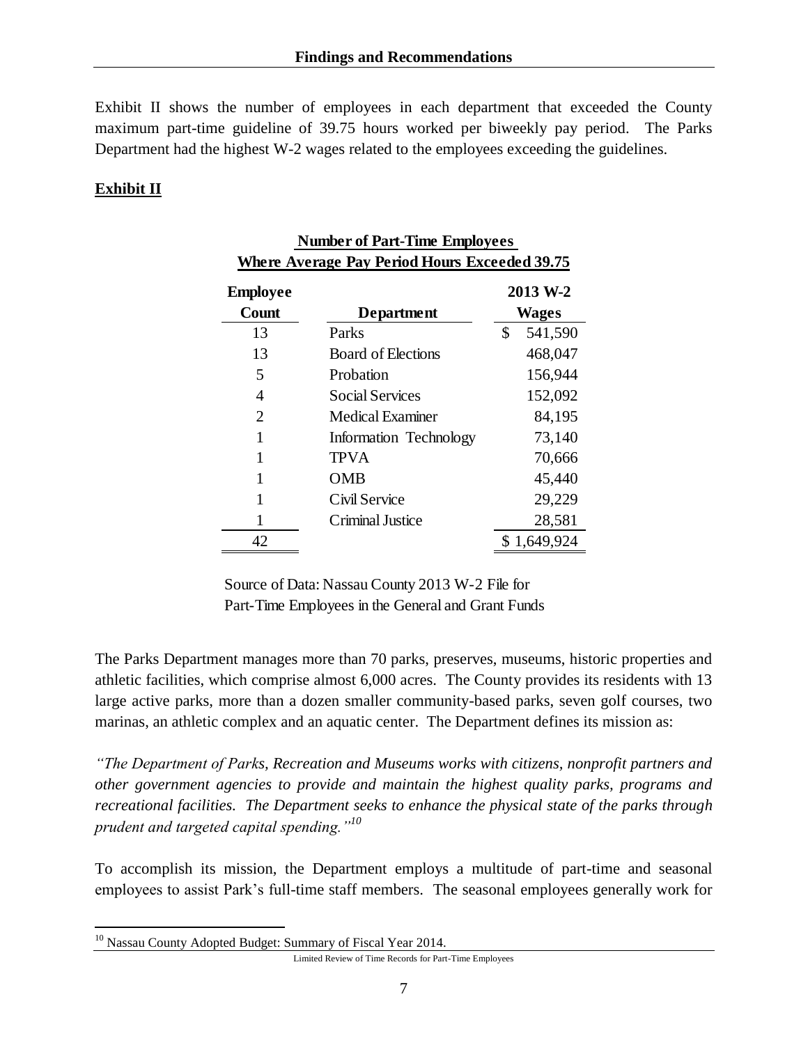Exhibit II shows the number of employees in each department that exceeded the County maximum part-time guideline of 39.75 hours worked per biweekly pay period. The Parks Department had the highest W-2 wages related to the employees exceeding the guidelines.

**Exhibit II**

**Number of Part-Time Employees Where Average Pay Period Hours Exceeded 39.75**

| Employee Count | Department | 2013 W-2 Wages |
|---|---|---|
| 13 | Parks | $ 541,590 |
| 13 | Board of Elections | 468,047 |
| 5 | Probation | 156,944 |
| 4 | Social Services | 152,092 |
| 2 | Medical Examiner | 84,195 |
| 1 | Information Technology | 73,140 |
| 1 | TPVA | 70,666 |
| 1 | OMB | 45,440 |
| 1 | Civil Service | 29,229 |
| 1 | Criminal Justice | 28,581 |
| 42 | | $ 1,649,924 |

Source of Data: Nassau County 2013 W-2 File for Part-Time Employees in the General and Grant Funds

The Parks Department manages more than 70 parks, preserves, museums, historic properties and athletic facilities, which comprise almost 6,000 acres. The County provides its residents with 13 large active parks, more than a dozen smaller community-based parks, seven golf courses, two marinas, an athletic complex and an aquatic center. The Department defines its mission as:

*"The Department of Parks, Recreation and Museums works with citizens, nonprofit partners and other government agencies to provide and maintain the highest quality parks, programs and recreational facilities. The Department seeks to enhance the physical state of the parks through prudent and targeted capital spending."*[10]

To accomplish its mission, the Department employs a multitude of part-time and seasonal employees to assist Park's full-time staff members. The seasonal employees generally work for

[10] Nassau County Adopted Budget: Summary of Fiscal Year 2014.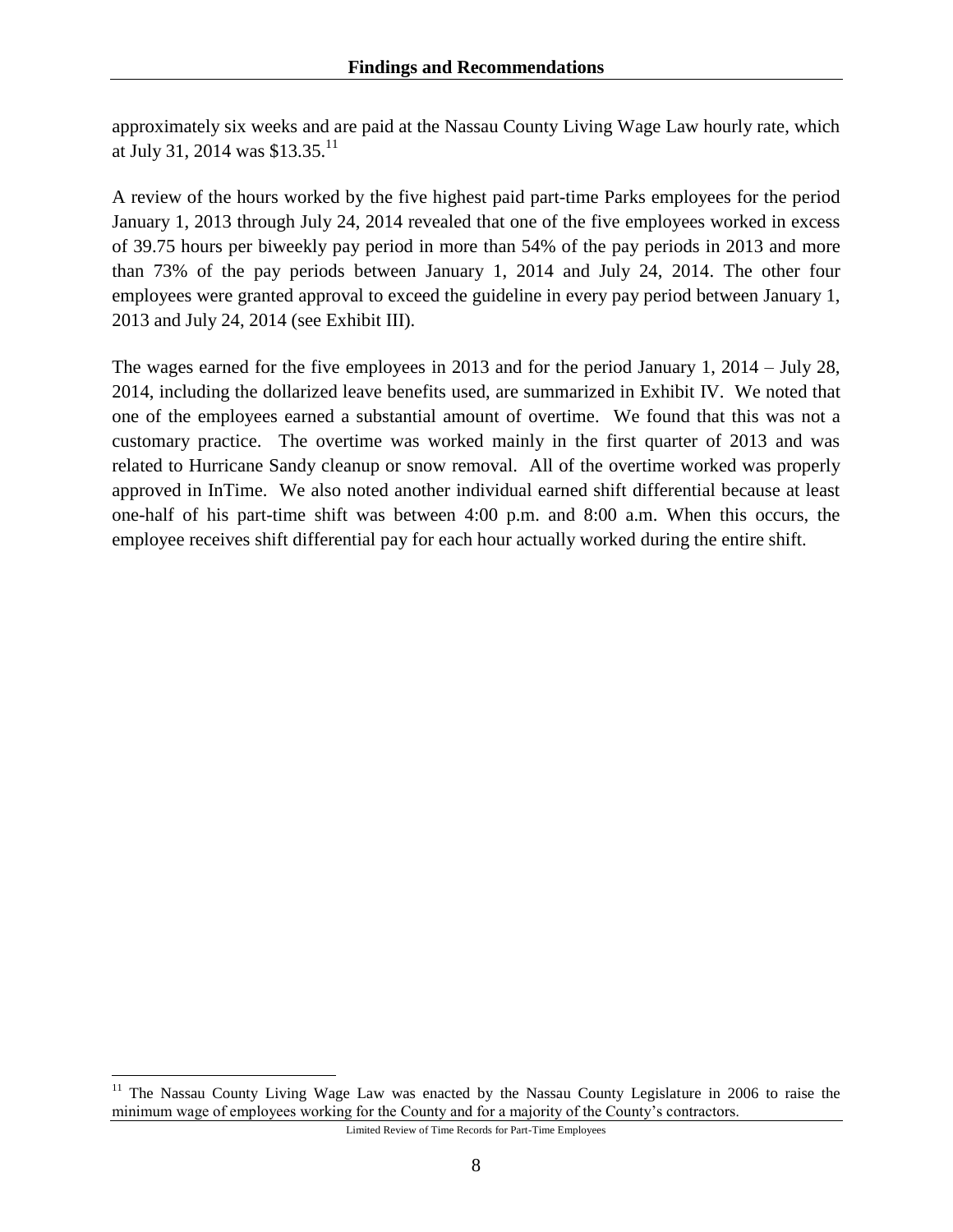approximately six weeks and are paid at the Nassau County Living Wage Law hourly rate, which at July 31, 2014 was $13.35.[11]

A review of the hours worked by the five highest paid part-time Parks employees for the period January 1, 2013 through July 24, 2014 revealed that one of the five employees worked in excess of 39.75 hours per biweekly pay period in more than 54% of the pay periods in 2013 and more than 73% of the pay periods between January 1, 2014 and July 24, 2014. The other four employees were granted approval to exceed the guideline in every pay period between January 1, 2013 and July 24, 2014 (see Exhibit III).

The wages earned for the five employees in 2013 and for the period January 1, 2014 – July 28, 2014, including the dollarized leave benefits used, are summarized in Exhibit IV. We noted that one of the employees earned a substantial amount of overtime. We found that this was not a customary practice. The overtime was worked mainly in the first quarter of 2013 and was related to Hurricane Sandy cleanup or snow removal. All of the overtime worked was properly approved in InTime. We also noted another individual earned shift differential because at least one-half of his part-time shift was between 4:00 p.m. and 8:00 a.m. When this occurs, the employee receives shift differential pay for each hour actually worked during the entire shift.

[11] The Nassau County Living Wage Law was enacted by the Nassau County Legislature in 2006 to raise the minimum wage of employees working for the County and for a majority of the County's contractors.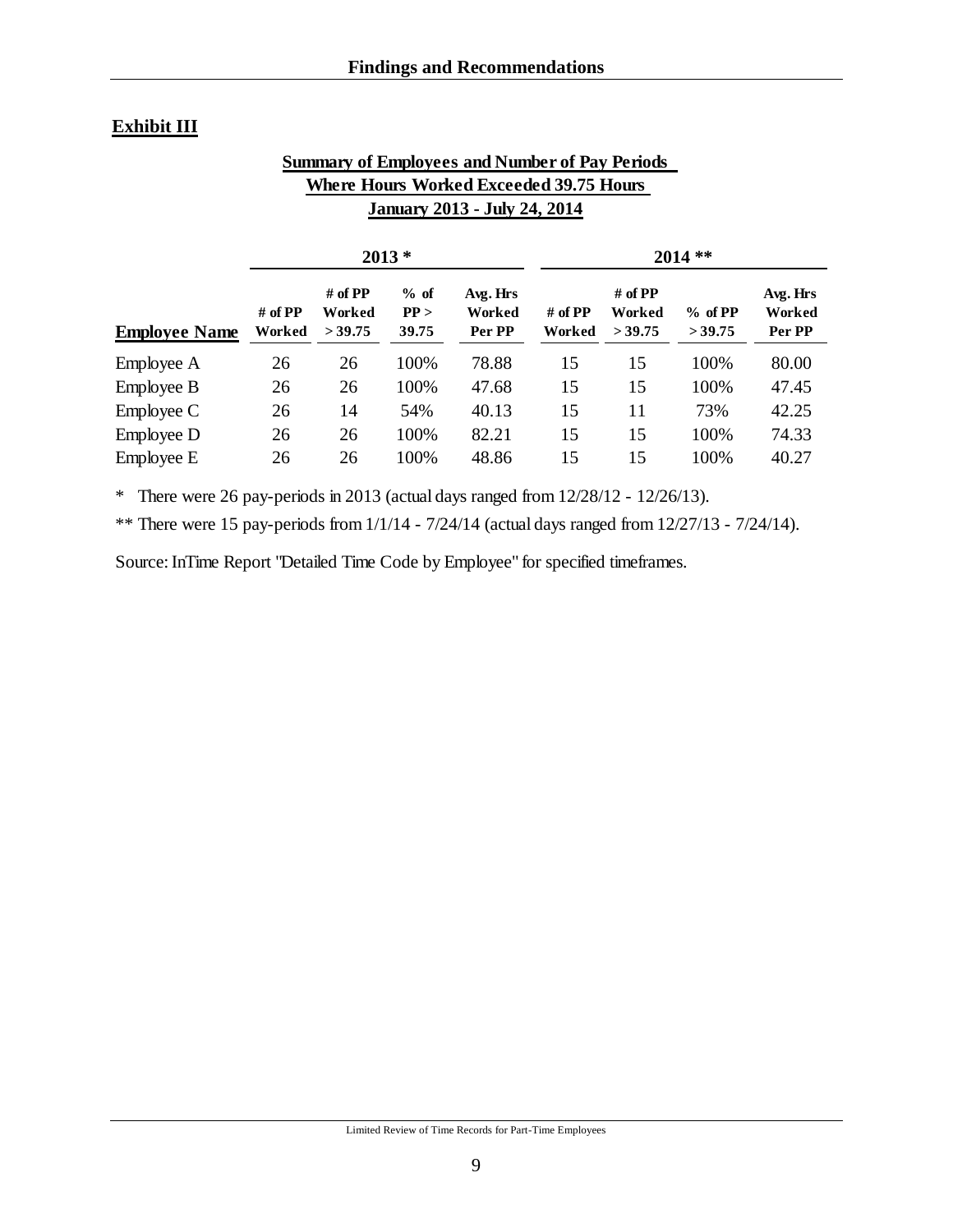## Exhibit III

**Summary of Employees and Number of Pay Periods**
**Where Hours Worked Exceeded 39.75 Hours**
**January 2013 - July 24, 2014**

| | 2013 * | | | | 2014 ** | | | |
|---|---|---|---|---|---|---|---|---|
| **Employee Name** | **# of PP Worked** | **# of PP Worked > 39.75** | **% of PP > 39.75** | **Avg. Hrs Worked Per PP** | **# of PP Worked** | **# of PP Worked > 39.75** | **% of PP > 39.75** | **Avg. Hrs Worked Per PP** |
| Employee A | 26 | 26 | 100% | 78.88 | 15 | 15 | 100% | 80.00 |
| Employee B | 26 | 26 | 100% | 47.68 | 15 | 15 | 100% | 47.45 |
| Employee C | 26 | 14 | 54% | 40.13 | 15 | 11 | 73% | 42.25 |
| Employee D | 26 | 26 | 100% | 82.21 | 15 | 15 | 100% | 74.33 |
| Employee E | 26 | 26 | 100% | 48.86 | 15 | 15 | 100% | 40.27 |

\* There were 26 pay-periods in 2013 (actual days ranged from 12/28/12 - 12/26/13).

** There were 15 pay-periods from 1/1/14 - 7/24/14 (actual days ranged from 12/27/13 - 7/24/14).

Source: InTime Report "Detailed Time Code by Employee" for specified timeframes.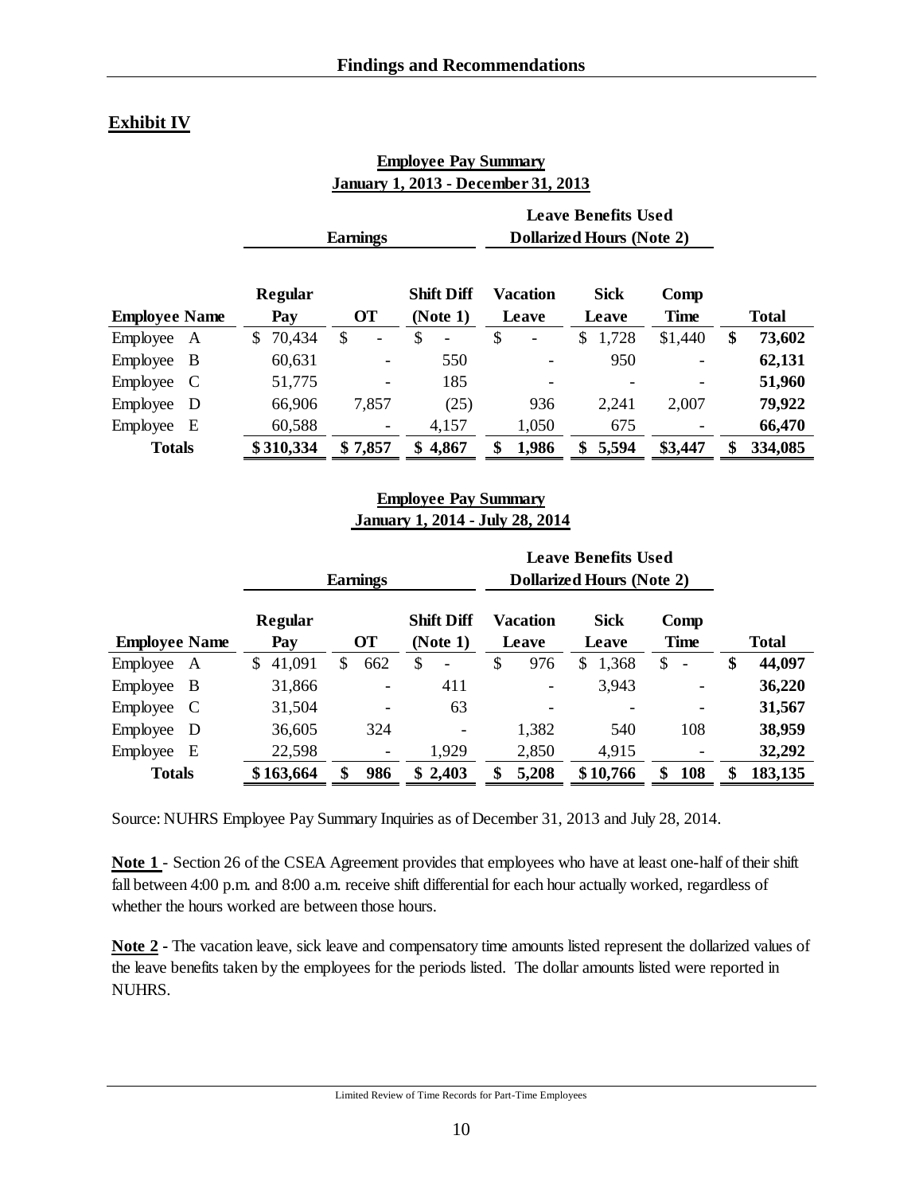## Exhibit IV

**Employee Pay Summary**
**January 1, 2013 - December 31, 2013**

| | Earnings | | | Leave Benefits Used Dollarized Hours (Note 2) | | | |
|---|---|---|---|---|---|---|---|
| **Employee Name** | **Regular Pay** | **OT** | **Shift Diff (Note 1)** | **Vacation Leave** | **Sick Leave** | **Comp Time** | **Total** |
| Employee A | $ 70,434 | $ - | $ - | $ - | $ 1,728 | $1,440 | **$ 73,602** |
| Employee B | 60,631 | - | 550 | - | 950 | - | **62,131** |
| Employee C | 51,775 | - | 185 | - | - | - | **51,960** |
| Employee D | 66,906 | 7,857 | (25) | 936 | 2,241 | 2,007 | **79,922** |
| Employee E | 60,588 | - | 4,157 | 1,050 | 675 | - | **66,470** |
| **Totals** | **$ 310,334** | **$ 7,857** | **$ 4,867** | **$ 1,986** | **$ 5,594** | **$3,447** | **$ 334,085** |

**Employee Pay Summary**
**January 1, 2014 - July 28, 2014**

| | Earnings | | | Leave Benefits Used Dollarized Hours (Note 2) | | | |
|---|---|---|---|---|---|---|---|
| **Employee Name** | **Regular Pay** | **OT** | **Shift Diff (Note 1)** | **Vacation Leave** | **Sick Leave** | **Comp Time** | **Total** |
| Employee A | $ 41,091 | $ 662 | $ - | $ 976 | $ 1,368 | $ - | **$ 44,097** |
| Employee B | 31,866 | - | 411 | - | 3,943 | - | **36,220** |
| Employee C | 31,504 | - | 63 | - | - | - | **31,567** |
| Employee D | 36,605 | 324 | - | 1,382 | 540 | 108 | **38,959** |
| Employee E | 22,598 | - | 1,929 | 2,850 | 4,915 | - | **32,292** |
| **Totals** | **$ 163,664** | **$ 986** | **$ 2,403** | **$ 5,208** | **$ 10,766** | **$ 108** | **$ 183,135** |

Source: NUHRS Employee Pay Summary Inquiries as of December 31, 2013 and July 28, 2014.

**Note 1** - Section 26 of the CSEA Agreement provides that employees who have at least one-half of their shift fall between 4:00 p.m. and 8:00 a.m. receive shift differential for each hour actually worked, regardless of whether the hours worked are between those hours.

**Note 2** - The vacation leave, sick leave and compensatory time amounts listed represent the dollarized values of the leave benefits taken by the employees for the periods listed. The dollar amounts listed were reported in NUHRS.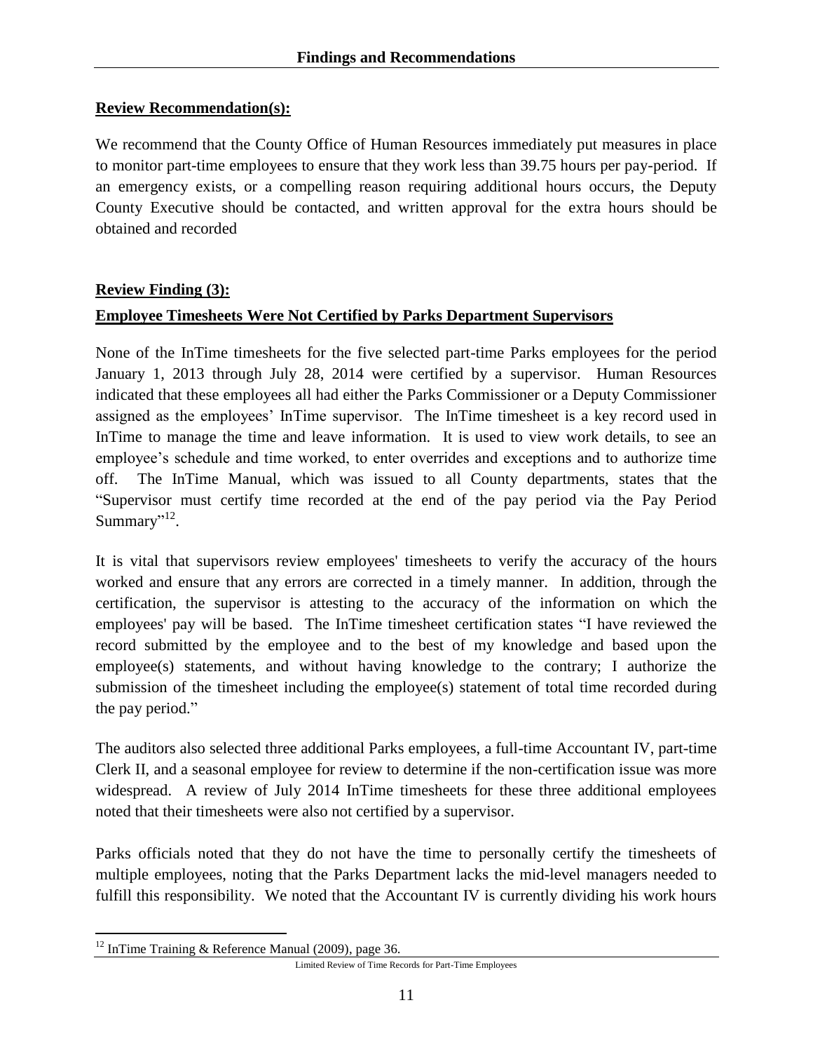**Review Recommendation(s):**

We recommend that the County Office of Human Resources immediately put measures in place to monitor part-time employees to ensure that they work less than 39.75 hours per pay-period. If an emergency exists, or a compelling reason requiring additional hours occurs, the Deputy County Executive should be contacted, and written approval for the extra hours should be obtained and recorded

**Review Finding (3):**

**Employee Timesheets Were Not Certified by Parks Department Supervisors**

None of the InTime timesheets for the five selected part-time Parks employees for the period January 1, 2013 through July 28, 2014 were certified by a supervisor. Human Resources indicated that these employees all had either the Parks Commissioner or a Deputy Commissioner assigned as the employees' InTime supervisor. The InTime timesheet is a key record used in InTime to manage the time and leave information. It is used to view work details, to see an employee's schedule and time worked, to enter overrides and exceptions and to authorize time off. The InTime Manual, which was issued to all County departments, states that the "Supervisor must certify time recorded at the end of the pay period via the Pay Period Summary"[12].

It is vital that supervisors review employees' timesheets to verify the accuracy of the hours worked and ensure that any errors are corrected in a timely manner. In addition, through the certification, the supervisor is attesting to the accuracy of the information on which the employees' pay will be based. The InTime timesheet certification states "I have reviewed the record submitted by the employee and to the best of my knowledge and based upon the employee(s) statements, and without having knowledge to the contrary; I authorize the submission of the timesheet including the employee(s) statement of total time recorded during the pay period."

The auditors also selected three additional Parks employees, a full-time Accountant IV, part-time Clerk II, and a seasonal employee for review to determine if the non-certification issue was more widespread. A review of July 2014 InTime timesheets for these three additional employees noted that their timesheets were also not certified by a supervisor.

Parks officials noted that they do not have the time to personally certify the timesheets of multiple employees, noting that the Parks Department lacks the mid-level managers needed to fulfill this responsibility. We noted that the Accountant IV is currently dividing his work hours

[12] InTime Training & Reference Manual (2009), page 36.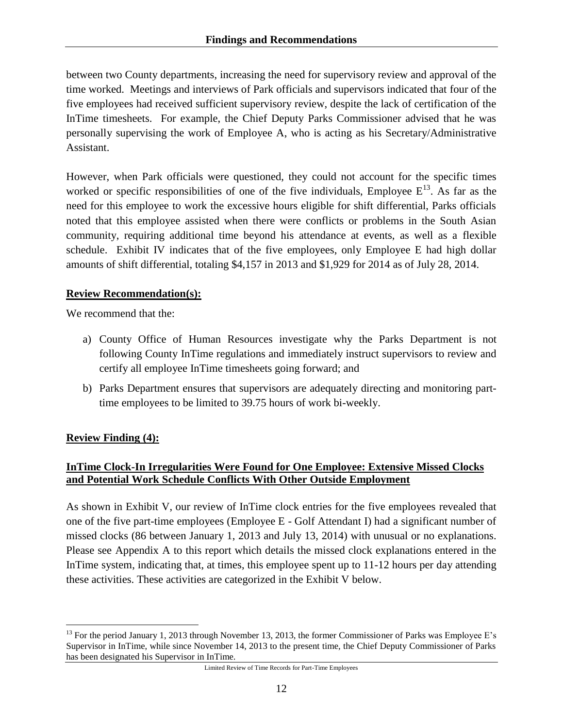between two County departments, increasing the need for supervisory review and approval of the time worked. Meetings and interviews of Park officials and supervisors indicated that four of the five employees had received sufficient supervisory review, despite the lack of certification of the InTime timesheets. For example, the Chief Deputy Parks Commissioner advised that he was personally supervising the work of Employee A, who is acting as his Secretary/Administrative Assistant.

However, when Park officials were questioned, they could not account for the specific times worked or specific responsibilities of one of the five individuals, Employee E[13]. As far as the need for this employee to work the excessive hours eligible for shift differential, Parks officials noted that this employee assisted when there were conflicts or problems in the South Asian community, requiring additional time beyond his attendance at events, as well as a flexible schedule. Exhibit IV indicates that of the five employees, only Employee E had high dollar amounts of shift differential, totaling $4,157 in 2013 and $1,929 for 2014 as of July 28, 2014.

**Review Recommendation(s):**

We recommend that the:

a) County Office of Human Resources investigate why the Parks Department is not following County InTime regulations and immediately instruct supervisors to review and certify all employee InTime timesheets going forward; and

b) Parks Department ensures that supervisors are adequately directing and monitoring part-time employees to be limited to 39.75 hours of work bi-weekly.

**Review Finding (4):**

**InTime Clock-In Irregularities Were Found for One Employee: Extensive Missed Clocks and Potential Work Schedule Conflicts With Other Outside Employment**

As shown in Exhibit V, our review of InTime clock entries for the five employees revealed that one of the five part-time employees (Employee E - Golf Attendant I) had a significant number of missed clocks (86 between January 1, 2013 and July 13, 2014) with unusual or no explanations. Please see Appendix A to this report which details the missed clock explanations entered in the InTime system, indicating that, at times, this employee spent up to 11-12 hours per day attending these activities. These activities are categorized in the Exhibit V below.

[13] For the period January 1, 2013 through November 13, 2013, the former Commissioner of Parks was Employee E's Supervisor in InTime, while since November 14, 2013 to the present time, the Chief Deputy Commissioner of Parks has been designated his Supervisor in InTime.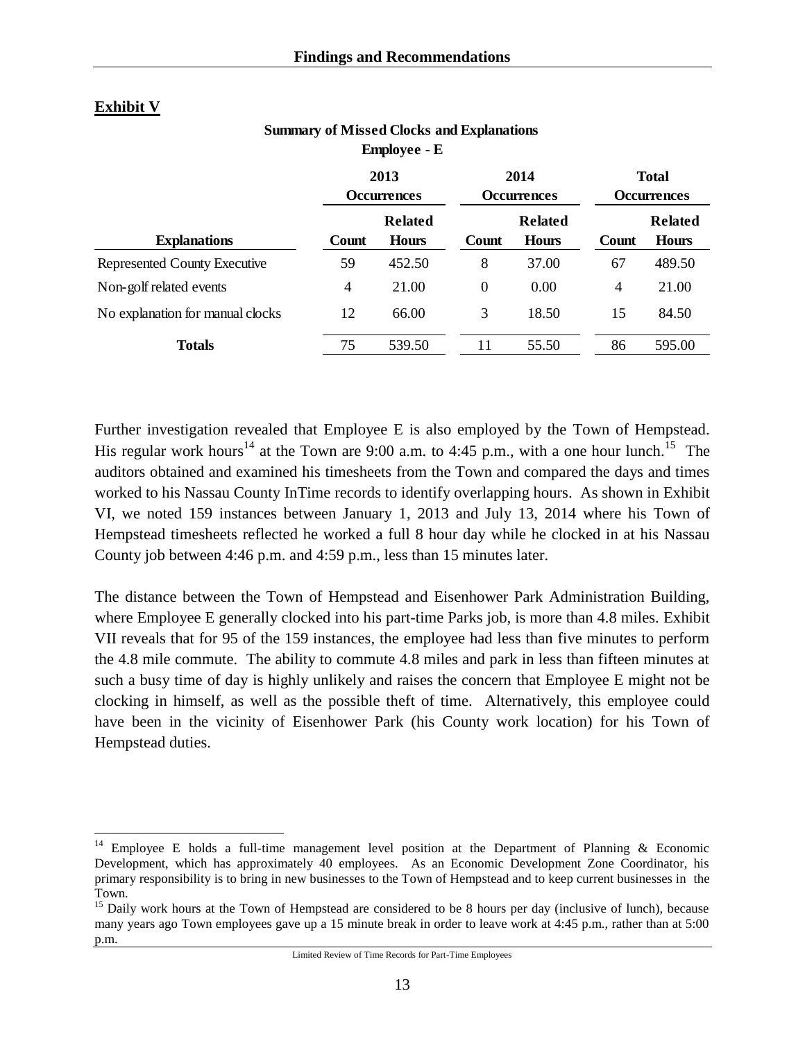**Exhibit V**

**Summary of Missed Clocks and Explanations**
**Employee - E**

| | 2013 Occurrences | | 2014 Occurrences | | Total Occurrences | |
|---|---|---|---|---|---|---|
| **Explanations** | **Count** | **Related Hours** | **Count** | **Related Hours** | **Count** | **Related Hours** |
| Represented County Executive | 59 | 452.50 | 8 | 37.00 | 67 | 489.50 |
| Non-golf related events | 4 | 21.00 | 0 | 0.00 | 4 | 21.00 |
| No explanation for manual clocks | 12 | 66.00 | 3 | 18.50 | 15 | 84.50 |
| **Totals** | 75 | 539.50 | 11 | 55.50 | 86 | 595.00 |

Further investigation revealed that Employee E is also employed by the Town of Hempstead. His regular work hours[14] at the Town are 9:00 a.m. to 4:45 p.m., with a one hour lunch.[15] The auditors obtained and examined his timesheets from the Town and compared the days and times worked to his Nassau County InTime records to identify overlapping hours. As shown in Exhibit VI, we noted 159 instances between January 1, 2013 and July 13, 2014 where his Town of Hempstead timesheets reflected he worked a full 8 hour day while he clocked in at his Nassau County job between 4:46 p.m. and 4:59 p.m., less than 15 minutes later.

The distance between the Town of Hempstead and Eisenhower Park Administration Building, where Employee E generally clocked into his part-time Parks job, is more than 4.8 miles. Exhibit VII reveals that for 95 of the 159 instances, the employee had less than five minutes to perform the 4.8 mile commute. The ability to commute 4.8 miles and park in less than fifteen minutes at such a busy time of day is highly unlikely and raises the concern that Employee E might not be clocking in himself, as well as the possible theft of time. Alternatively, this employee could have been in the vicinity of Eisenhower Park (his County work location) for his Town of Hempstead duties.

---

[14] Employee E holds a full-time management level position at the Department of Planning & Economic Development, which has approximately 40 employees. As an Economic Development Zone Coordinator, his primary responsibility is to bring in new businesses to the Town of Hempstead and to keep current businesses in the Town.

[15] Daily work hours at the Town of Hempstead are considered to be 8 hours per day (inclusive of lunch), because many years ago Town employees gave up a 15 minute break in order to leave work at 4:45 p.m., rather than at 5:00 p.m.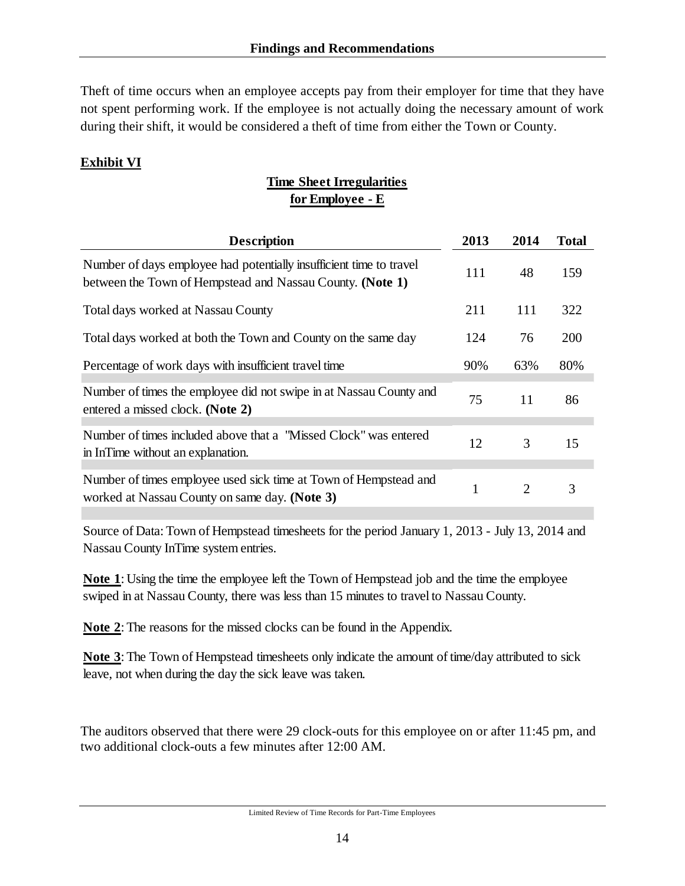Theft of time occurs when an employee accepts pay from their employer for time that they have not spent performing work. If the employee is not actually doing the necessary amount of work during their shift, it would be considered a theft of time from either the Town or County.

**Exhibit VI**

**Time Sheet Irregularities for Employee - E**

| Description | 2013 | 2014 | Total |
|---|---|---|---|
| Number of days employee had potentially insufficient time to travel between the Town of Hempstead and Nassau County. **(Note 1)** | 111 | 48 | 159 |
| Total days worked at Nassau County | 211 | 111 | 322 |
| Total days worked at both the Town and County on the same day | 124 | 76 | 200 |
| Percentage of work days with insufficient travel time | 90% | 63% | 80% |
| Number of times the employee did not swipe in at Nassau County and entered a missed clock. **(Note 2)** | 75 | 11 | 86 |
| Number of times included above that a "Missed Clock" was entered in InTime without an explanation. | 12 | 3 | 15 |
| Number of times employee used sick time at Town of Hempstead and worked at Nassau County on same day. **(Note 3)** | 1 | 2 | 3 |

Source of Data: Town of Hempstead timesheets for the period January 1, 2013 - July 13, 2014 and Nassau County InTime system entries.

**Note 1**: Using the time the employee left the Town of Hempstead job and the time the employee swiped in at Nassau County, there was less than 15 minutes to travel to Nassau County.

**Note 2**: The reasons for the missed clocks can be found in the Appendix.

**Note 3**: The Town of Hempstead timesheets only indicate the amount of time/day attributed to sick leave, not when during the day the sick leave was taken.

The auditors observed that there were 29 clock-outs for this employee on or after 11:45 pm, and two additional clock-outs a few minutes after 12:00 AM.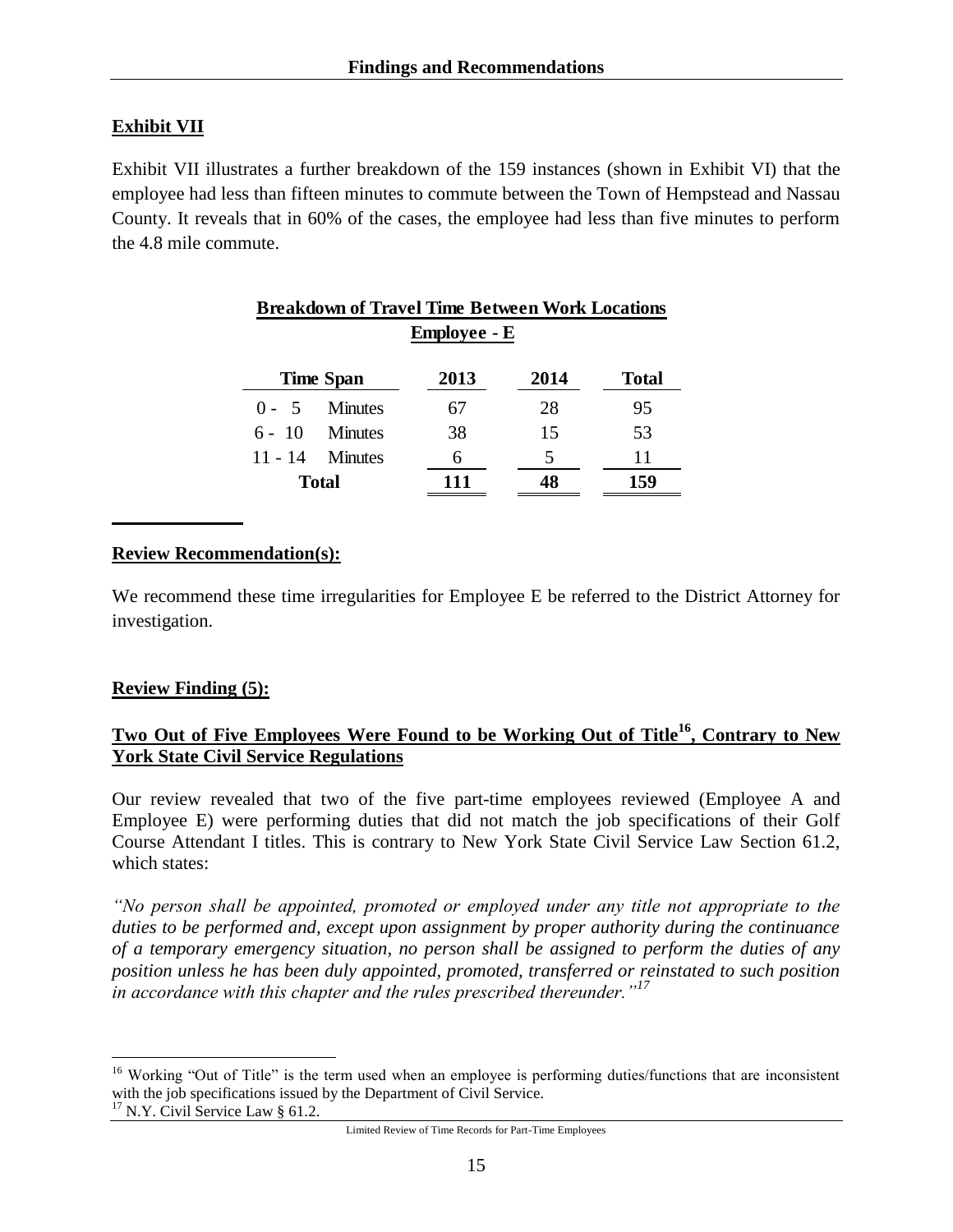## Exhibit VII

Exhibit VII illustrates a further breakdown of the 159 instances (shown in Exhibit VI) that the employee had less than fifteen minutes to commute between the Town of Hempstead and Nassau County. It reveals that in 60% of the cases, the employee had less than five minutes to perform the 4.8 mile commute.

**Breakdown of Travel Time Between Work Locations**

**Employee - E**

| Time Span | 2013 | 2014 | Total |
|---|---|---|---|
| 0 - 5 Minutes | 67 | 28 | 95 |
| 6 - 10 Minutes | 38 | 15 | 53 |
| 11 - 14 Minutes | 6 | 5 | 11 |
| **Total** | **111** | **48** | **159** |

## Review Recommendation(s):

We recommend these time irregularities for Employee E be referred to the District Attorney for investigation.

## Review Finding (5):

### Two Out of Five Employees Were Found to be Working Out of Title[16], Contrary to New York State Civil Service Regulations

Our review revealed that two of the five part-time employees reviewed (Employee A and Employee E) were performing duties that did not match the job specifications of their Golf Course Attendant I titles. This is contrary to New York State Civil Service Law Section 61.2, which states:

*"No person shall be appointed, promoted or employed under any title not appropriate to the duties to be performed and, except upon assignment by proper authority during the continuance of a temporary emergency situation, no person shall be assigned to perform the duties of any position unless he has been duly appointed, promoted, transferred or reinstated to such position in accordance with this chapter and the rules prescribed thereunder."*[17]

---

[16] Working "Out of Title" is the term used when an employee is performing duties/functions that are inconsistent with the job specifications issued by the Department of Civil Service.

[17] N.Y. Civil Service Law § 61.2.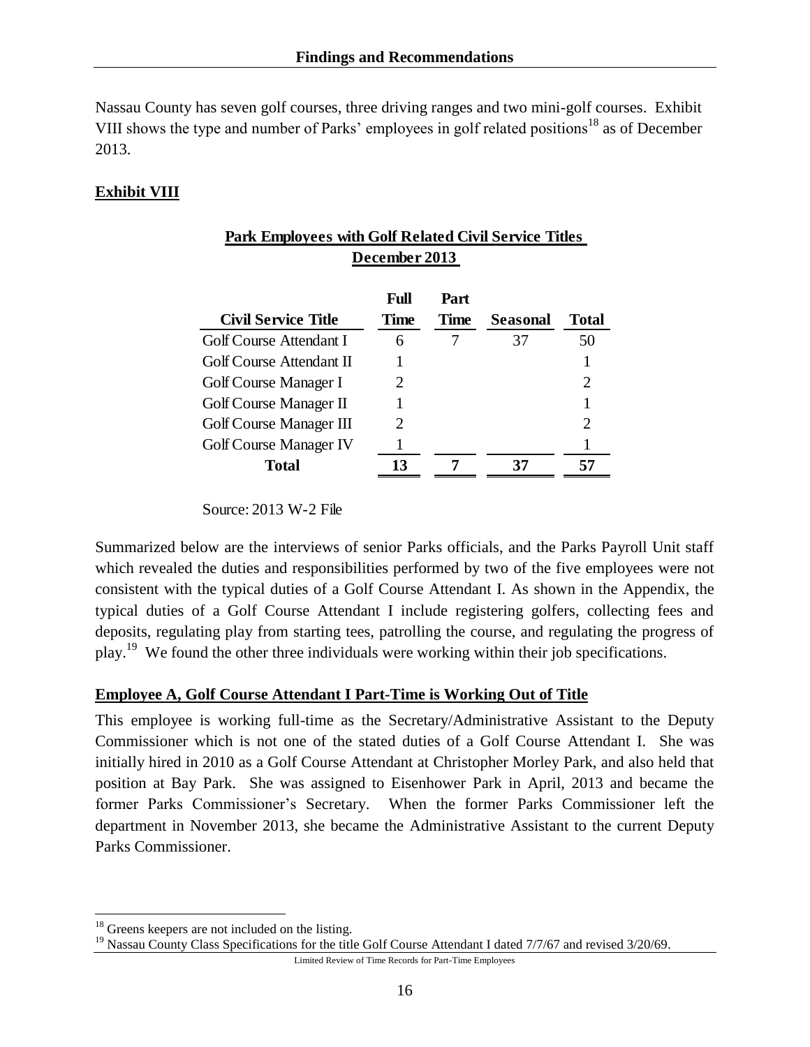Nassau County has seven golf courses, three driving ranges and two mini-golf courses. Exhibit VIII shows the type and number of Parks' employees in golf related positions[18] as of December 2013.

**Exhibit VIII**

**Park Employees with Golf Related Civil Service Titles December 2013**

| Civil Service Title | Full Time | Part Time | Seasonal | Total |
|---|---|---|---|---|
| Golf Course Attendant I | 6 | 7 | 37 | 50 |
| Golf Course Attendant II | 1 | | | 1 |
| Golf Course Manager I | 2 | | | 2 |
| Golf Course Manager II | 1 | | | 1 |
| Golf Course Manager III | 2 | | | 2 |
| Golf Course Manager IV | 1 | | | 1 |
| **Total** | **13** | **7** | **37** | **57** |

Source: 2013 W-2 File

Summarized below are the interviews of senior Parks officials, and the Parks Payroll Unit staff which revealed the duties and responsibilities performed by two of the five employees were not consistent with the typical duties of a Golf Course Attendant I. As shown in the Appendix, the typical duties of a Golf Course Attendant I include registering golfers, collecting fees and deposits, regulating play from starting tees, patrolling the course, and regulating the progress of play.[19] We found the other three individuals were working within their job specifications.

**Employee A, Golf Course Attendant I Part-Time is Working Out of Title**

This employee is working full-time as the Secretary/Administrative Assistant to the Deputy Commissioner which is not one of the stated duties of a Golf Course Attendant I. She was initially hired in 2010 as a Golf Course Attendant at Christopher Morley Park, and also held that position at Bay Park. She was assigned to Eisenhower Park in April, 2013 and became the former Parks Commissioner's Secretary. When the former Parks Commissioner left the department in November 2013, she became the Administrative Assistant to the current Deputy Parks Commissioner.

[18] Greens keepers are not included on the listing.

[19] Nassau County Class Specifications for the title Golf Course Attendant I dated 7/7/67 and revised 3/20/69.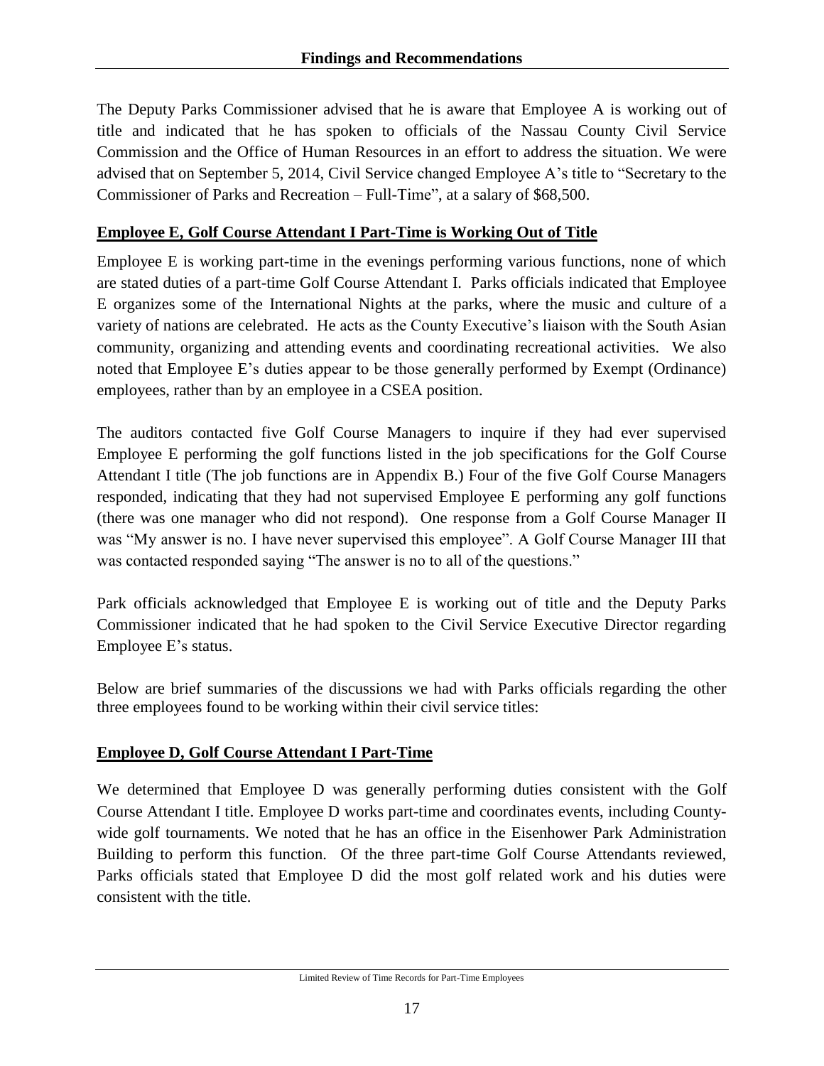The Deputy Parks Commissioner advised that he is aware that Employee A is working out of title and indicated that he has spoken to officials of the Nassau County Civil Service Commission and the Office of Human Resources in an effort to address the situation. We were advised that on September 5, 2014, Civil Service changed Employee A's title to "Secretary to the Commissioner of Parks and Recreation – Full-Time", at a salary of $68,500.

**Employee E, Golf Course Attendant I Part-Time is Working Out of Title**

Employee E is working part-time in the evenings performing various functions, none of which are stated duties of a part-time Golf Course Attendant I. Parks officials indicated that Employee E organizes some of the International Nights at the parks, where the music and culture of a variety of nations are celebrated. He acts as the County Executive's liaison with the South Asian community, organizing and attending events and coordinating recreational activities. We also noted that Employee E's duties appear to be those generally performed by Exempt (Ordinance) employees, rather than by an employee in a CSEA position.

The auditors contacted five Golf Course Managers to inquire if they had ever supervised Employee E performing the golf functions listed in the job specifications for the Golf Course Attendant I title (The job functions are in Appendix B.) Four of the five Golf Course Managers responded, indicating that they had not supervised Employee E performing any golf functions (there was one manager who did not respond). One response from a Golf Course Manager II was "My answer is no. I have never supervised this employee". A Golf Course Manager III that was contacted responded saying "The answer is no to all of the questions."

Park officials acknowledged that Employee E is working out of title and the Deputy Parks Commissioner indicated that he had spoken to the Civil Service Executive Director regarding Employee E's status.

Below are brief summaries of the discussions we had with Parks officials regarding the other three employees found to be working within their civil service titles:

**Employee D, Golf Course Attendant I Part-Time**

We determined that Employee D was generally performing duties consistent with the Golf Course Attendant I title. Employee D works part-time and coordinates events, including County-wide golf tournaments. We noted that he has an office in the Eisenhower Park Administration Building to perform this function. Of the three part-time Golf Course Attendants reviewed, Parks officials stated that Employee D did the most golf related work and his duties were consistent with the title.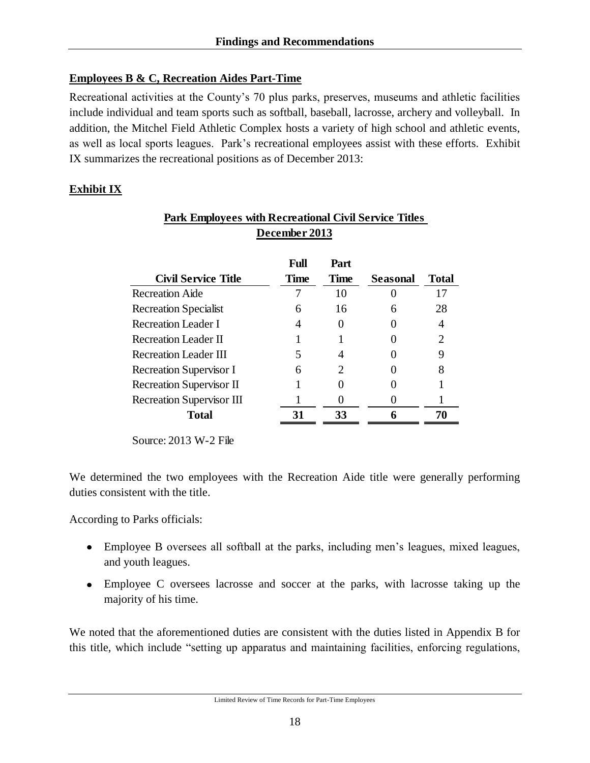**Employees B & C, Recreation Aides Part-Time**

Recreational activities at the County's 70 plus parks, preserves, museums and athletic facilities include individual and team sports such as softball, baseball, lacrosse, archery and volleyball. In addition, the Mitchel Field Athletic Complex hosts a variety of high school and athletic events, as well as local sports leagues. Park's recreational employees assist with these efforts. Exhibit IX summarizes the recreational positions as of December 2013:

**Exhibit IX**

**Park Employees with Recreational Civil Service Titles**
**December 2013**

| Civil Service Title | Full Time | Part Time | Seasonal | Total |
|---|---|---|---|---|
| Recreation Aide | 7 | 10 | 0 | 17 |
| Recreation Specialist | 6 | 16 | 6 | 28 |
| Recreation Leader I | 4 | 0 | 0 | 4 |
| Recreation Leader II | 1 | 1 | 0 | 2 |
| Recreation Leader III | 5 | 4 | 0 | 9 |
| Recreation Supervisor I | 6 | 2 | 0 | 8 |
| Recreation Supervisor II | 1 | 0 | 0 | 1 |
| Recreation Supervisor III | 1 | 0 | 0 | 1 |
| **Total** | **31** | **33** | **6** | **70** |

Source: 2013 W-2 File

We determined the two employees with the Recreation Aide title were generally performing duties consistent with the title.

According to Parks officials:

- Employee B oversees all softball at the parks, including men's leagues, mixed leagues, and youth leagues.
- Employee C oversees lacrosse and soccer at the parks, with lacrosse taking up the majority of his time.

We noted that the aforementioned duties are consistent with the duties listed in Appendix B for this title, which include "setting up apparatus and maintaining facilities, enforcing regulations,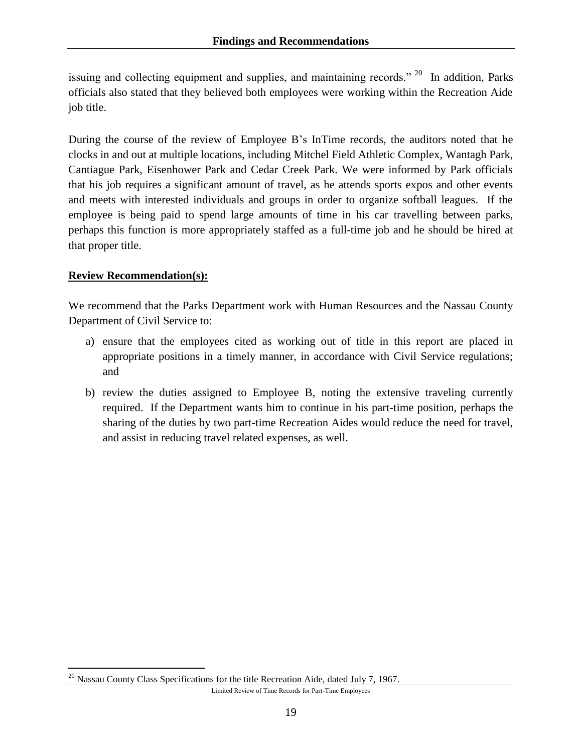issuing and collecting equipment and supplies, and maintaining records." [20] In addition, Parks officials also stated that they believed both employees were working within the Recreation Aide job title.

During the course of the review of Employee B's InTime records, the auditors noted that he clocks in and out at multiple locations, including Mitchel Field Athletic Complex, Wantagh Park, Cantiague Park, Eisenhower Park and Cedar Creek Park. We were informed by Park officials that his job requires a significant amount of travel, as he attends sports expos and other events and meets with interested individuals and groups in order to organize softball leagues. If the employee is being paid to spend large amounts of time in his car travelling between parks, perhaps this function is more appropriately staffed as a full-time job and he should be hired at that proper title.

**Review Recommendation(s):**

We recommend that the Parks Department work with Human Resources and the Nassau County Department of Civil Service to:

a) ensure that the employees cited as working out of title in this report are placed in appropriate positions in a timely manner, in accordance with Civil Service regulations; and

b) review the duties assigned to Employee B, noting the extensive traveling currently required. If the Department wants him to continue in his part-time position, perhaps the sharing of the duties by two part-time Recreation Aides would reduce the need for travel, and assist in reducing travel related expenses, as well.

[20] Nassau County Class Specifications for the title Recreation Aide, dated July 7, 1967.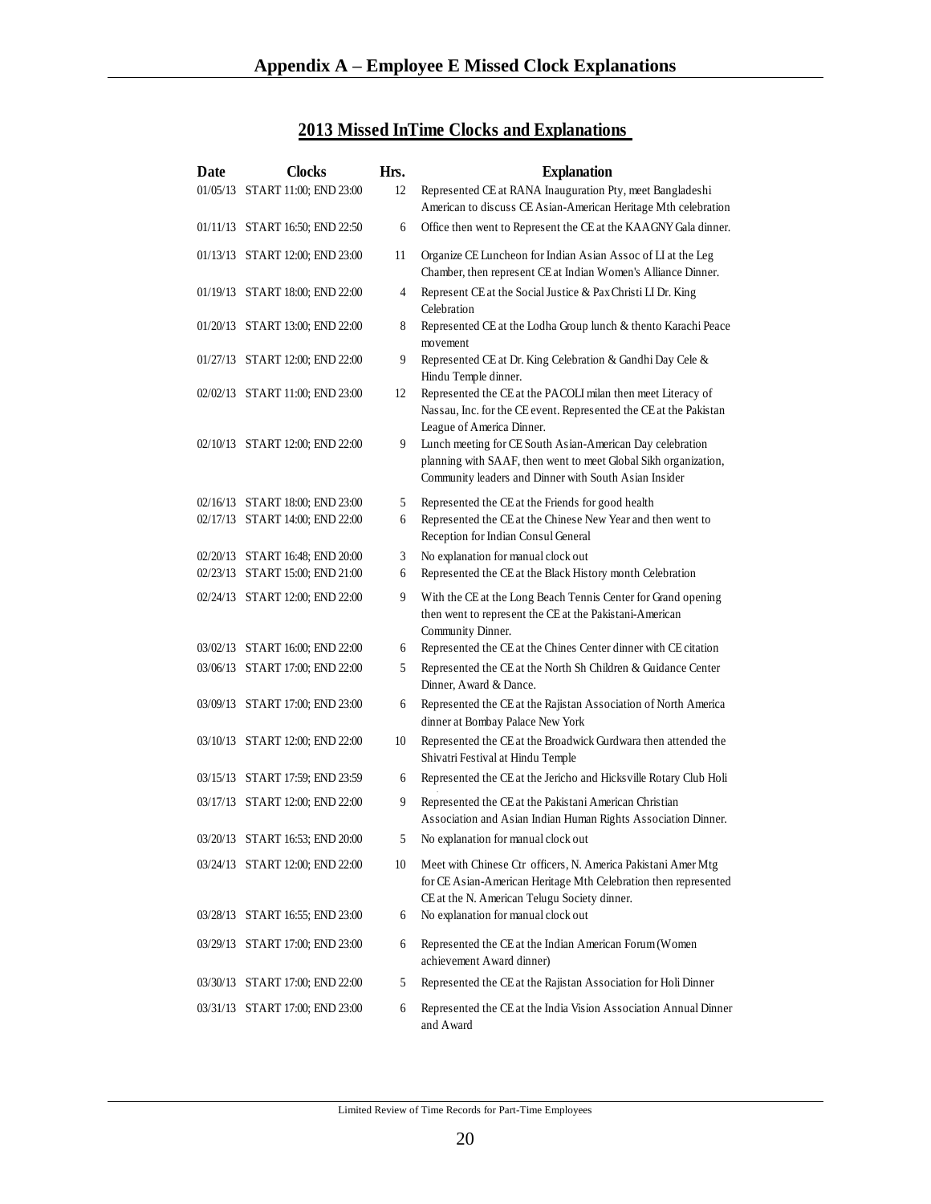# Appendix A – Employee E Missed Clock Explanations

## 2013 Missed InTime Clocks and Explanations

| Date | Clocks | Hrs. | Explanation |
|---|---|---|---|
| 01/05/13 | START 11:00; END 23:00 | 12 | Represented CE at RANA Inauguration Pty, meet Bangladeshi American to discuss CE Asian-American Heritage Mth celebration |
| 01/11/13 | START 16:50; END 22:50 | 6 | Office then went to Represent the CE at the KAAGNY Gala dinner. |
| 01/13/13 | START 12:00; END 23:00 | 11 | Organize CE Luncheon for Indian Asian Assoc of LI at the Leg Chamber, then represent CE at Indian Women's Alliance Dinner. |
| 01/19/13 | START 18:00; END 22:00 | 4 | Represent CE at the Social Justice & Pax Christi LI Dr. King Celebration |
| 01/20/13 | START 13:00; END 22:00 | 8 | Represented CE at the Lodha Group lunch & thento Karachi Peace movement |
| 01/27/13 | START 12:00; END 22:00 | 9 | Represented CE at Dr. King Celebration & Gandhi Day Cele & Hindu Temple dinner. |
| 02/02/13 | START 11:00; END 23:00 | 12 | Represented the CE at the PACOLI milan then meet Literacy of Nassau, Inc. for the CE event. Represented the CE at the Pakistan League of America Dinner. |
| 02/10/13 | START 12:00; END 22:00 | 9 | Lunch meeting for CE South Asian-American Day celebration planning with SAAF, then went to meet Global Sikh organization, Community leaders and Dinner with South Asian Insider |
| 02/16/13 | START 18:00; END 23:00 | 5 | Represented the CE at the Friends for good health |
| 02/17/13 | START 14:00; END 22:00 | 6 | Represented the CE at the Chinese New Year and then went to Reception for Indian Consul General |
| 02/20/13 | START 16:48; END 20:00 | 3 | No explanation for manual clock out |
| 02/23/13 | START 15:00; END 21:00 | 6 | Represented the CE at the Black History month Celebration |
| 02/24/13 | START 12:00; END 22:00 | 9 | With the CE at the Long Beach Tennis Center for Grand opening then went to represent the CE at the Pakistani-American Community Dinner. |
| 03/02/13 | START 16:00; END 22:00 | 6 | Represented the CE at the Chines Center dinner with CE citation |
| 03/06/13 | START 17:00; END 22:00 | 5 | Represented the CE at the North Sh Children & Guidance Center Dinner, Award & Dance. |
| 03/09/13 | START 17:00; END 23:00 | 6 | Represented the CE at the Rajistan Association of North America dinner at Bombay Palace New York |
| 03/10/13 | START 12:00; END 22:00 | 10 | Represented the CE at the Broadwick Gurdwara then attended the Shivatri Festival at Hindu Temple |
| 03/15/13 | START 17:59; END 23:59 | 6 | Represented the CE at the Jericho and Hicksville Rotary Club Holi |
| 03/17/13 | START 12:00; END 22:00 | 9 | Represented the CE at the Pakistani American Christian Association and Asian Indian Human Rights Association Dinner. |
| 03/20/13 | START 16:53; END 20:00 | 5 | No explanation for manual clock out |
| 03/24/13 | START 12:00; END 22:00 | 10 | Meet with Chinese Ctr officers, N. America Pakistani Amer Mtg for CE Asian-American Heritage Mth Celebration then represented CE at the N. American Telugu Society dinner. |
| 03/28/13 | START 16:55; END 23:00 | 6 | No explanation for manual clock out |
| 03/29/13 | START 17:00; END 23:00 | 6 | Represented the CE at the Indian American Forum (Women achievement Award dinner) |
| 03/30/13 | START 17:00; END 22:00 | 5 | Represented the CE at the Rajistan Association for Holi Dinner |
| 03/31/13 | START 17:00; END 23:00 | 6 | Represented the CE at the India Vision Association Annual Dinner and Award |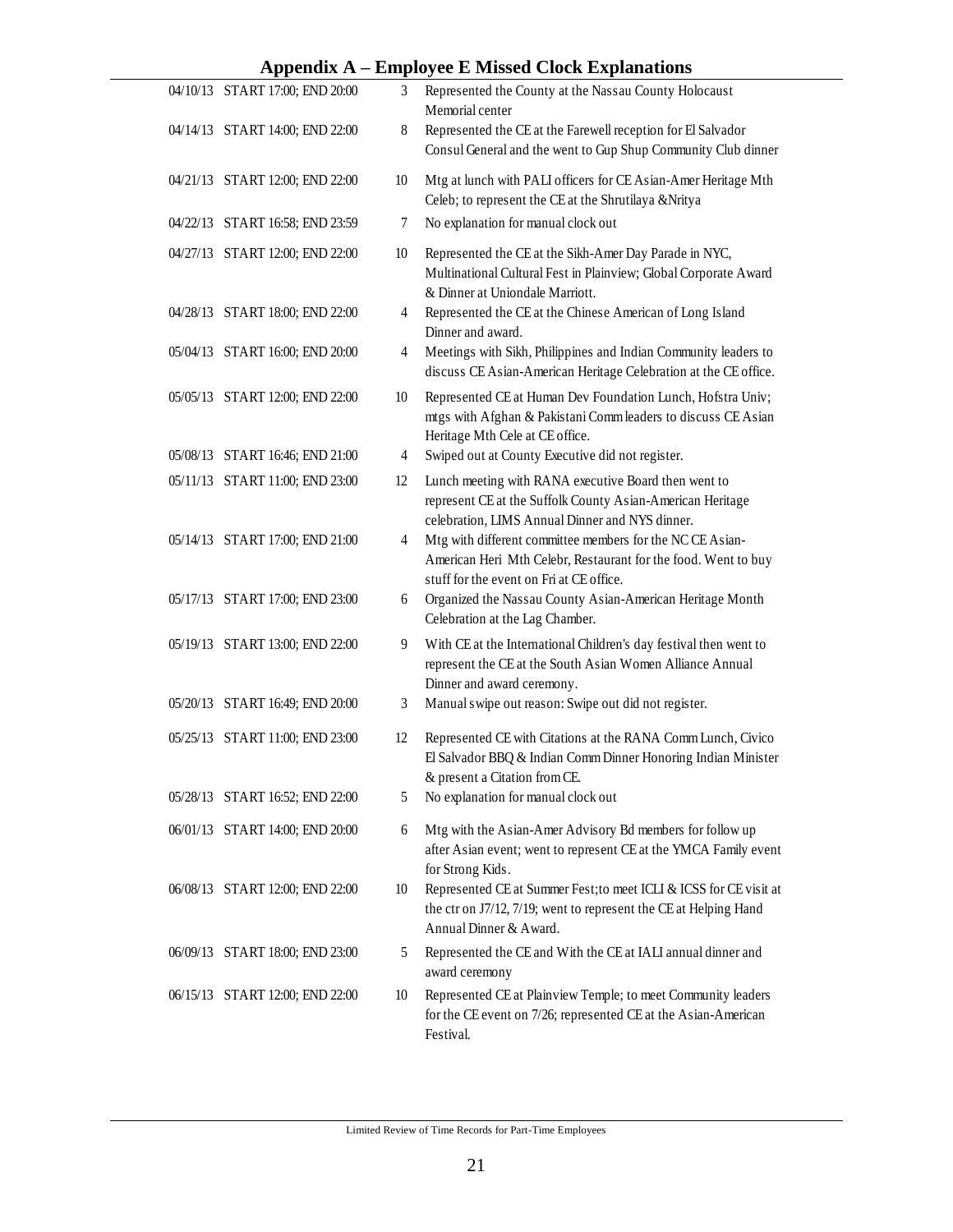## Appendix A – Employee E Missed Clock Explanations

| | | | |
|---|---|---|---|
| 04/10/13 | START 17:00; END 20:00 | 3 | Represented the County at the Nassau County Holocaust Memorial center |
| 04/14/13 | START 14:00; END 22:00 | 8 | Represented the CE at the Farewell reception for El Salvador Consul General and the went to Gup Shup Community Club dinner |
| 04/21/13 | START 12:00; END 22:00 | 10 | Mtg at lunch with PALI officers for CE Asian-Amer Heritage Mth Celeb; to represent the CE at the Shrutilaya &Nritya |
| 04/22/13 | START 16:58; END 23:59 | 7 | No explanation for manual clock out |
| 04/27/13 | START 12:00; END 22:00 | 10 | Represented the CE at the Sikh-Amer Day Parade in NYC, Multinational Cultural Fest in Plainview; Global Corporate Award & Dinner at Uniondale Marriott. |
| 04/28/13 | START 18:00; END 22:00 | 4 | Represented the CE at the Chinese American of Long Island Dinner and award. |
| 05/04/13 | START 16:00; END 20:00 | 4 | Meetings with Sikh, Philippines and Indian Community leaders to discuss CE Asian-American Heritage Celebration at the CE office. |
| 05/05/13 | START 12:00; END 22:00 | 10 | Represented CE at Human Dev Foundation Lunch, Hofstra Univ; mtgs with Afghan & Pakistani Comm leaders to discuss CE Asian Heritage Mth Cele at CE office. |
| 05/08/13 | START 16:46; END 21:00 | 4 | Swiped out at County Executive did not register. |
| 05/11/13 | START 11:00; END 23:00 | 12 | Lunch meeting with RANA executive Board then went to represent CE at the Suffolk County Asian-American Heritage celebration, LIMS Annual Dinner and NYS dinner. |
| 05/14/13 | START 17:00; END 21:00 | 4 | Mtg with different committee members for the NC CE Asian-American Heri Mth Celebr, Restaurant for the food. Went to buy stuff for the event on Fri at CE office. |
| 05/17/13 | START 17:00; END 23:00 | 6 | Organized the Nassau County Asian-American Heritage Month Celebration at the Lag Chamber. |
| 05/19/13 | START 13:00; END 22:00 | 9 | With CE at the International Children's day festival then went to represent the CE at the South Asian Women Alliance Annual Dinner and award ceremony. |
| 05/20/13 | START 16:49; END 20:00 | 3 | Manual swipe out reason: Swipe out did not register. |
| 05/25/13 | START 11:00; END 23:00 | 12 | Represented CE with Citations at the RANA Comm Lunch, Civico El Salvador BBQ & Indian Comm Dinner Honoring Indian Minister & present a Citation from CE. |
| 05/28/13 | START 16:52; END 22:00 | 5 | No explanation for manual clock out |
| 06/01/13 | START 14:00; END 20:00 | 6 | Mtg with the Asian-Amer Advisory Bd members for follow up after Asian event; went to represent CE at the YMCA Family event for Strong Kids. |
| 06/08/13 | START 12:00; END 22:00 | 10 | Represented CE at Summer Fest;to meet ICLI & ICSS for CE visit at the ctr on J7/12, 7/19; went to represent the CE at Helping Hand Annual Dinner & Award. |
| 06/09/13 | START 18:00; END 23:00 | 5 | Represented the CE and With the CE at IALI annual dinner and award ceremony |
| 06/15/13 | START 12:00; END 22:00 | 10 | Represented CE at Plainview Temple; to meet Community leaders for the CE event on 7/26; represented CE at the Asian-American Festival. |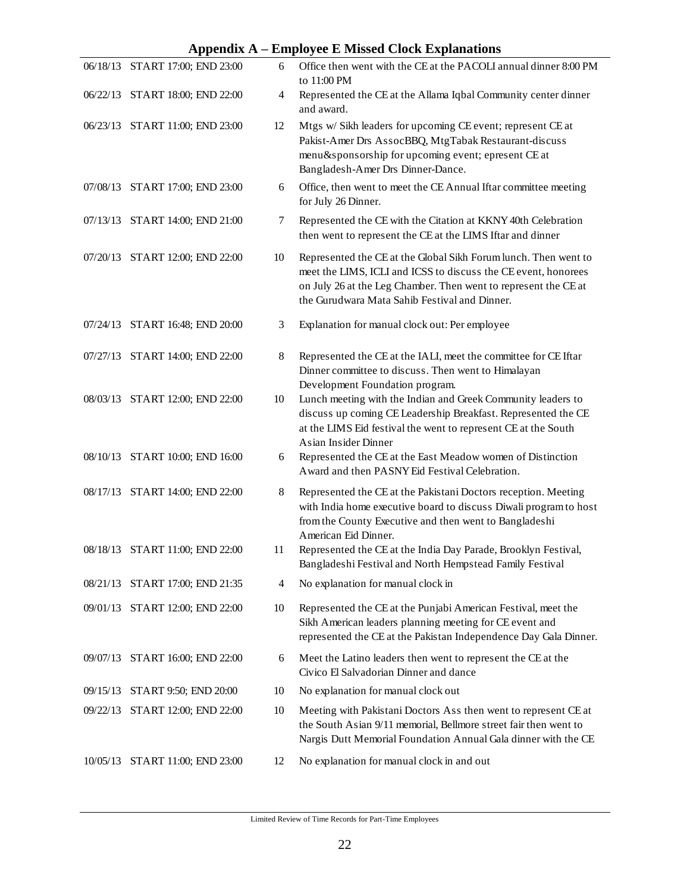## Appendix A – Employee E Missed Clock Explanations

| | | | |
|---|---|---|---|
| 06/18/13 | START 17:00; END 23:00 | 6 | Office then went with the CE at the PACOLI annual dinner 8:00 PM to 11:00 PM |
| 06/22/13 | START 18:00; END 22:00 | 4 | Represented the CE at the Allama Iqbal Community center dinner and award. |
| 06/23/13 | START 11:00; END 23:00 | 12 | Mtgs w/ Sikh leaders for upcoming CE event; represent CE at Pakist-Amer Drs AssocBBQ, MtgTabak Restaurant-discuss menu&sponsorship for upcoming event; epresent CE at Bangladesh-Amer Drs Dinner-Dance. |
| 07/08/13 | START 17:00; END 23:00 | 6 | Office, then went to meet the CE Annual Iftar committee meeting for July 26 Dinner. |
| 07/13/13 | START 14:00; END 21:00 | 7 | Represented the CE with the Citation at KKNY 40th Celebration then went to represent the CE at the LIMS Iftar and dinner |
| 07/20/13 | START 12:00; END 22:00 | 10 | Represented the CE at the Global Sikh Forum lunch. Then went to meet the LIMS, ICLI and ICSS to discuss the CE event, honorees on July 26 at the Leg Chamber. Then went to represent the CE at the Gurudwara Mata Sahib Festival and Dinner. |
| 07/24/13 | START 16:48; END 20:00 | 3 | Explanation for manual clock out: Per employee |
| 07/27/13 | START 14:00; END 22:00 | 8 | Represented the CE at the IALI, meet the committee for CE Iftar Dinner committee to discuss. Then went to Himalayan Development Foundation program. |
| 08/03/13 | START 12:00; END 22:00 | 10 | Lunch meeting with the Indian and Greek Community leaders to discuss up coming CE Leadership Breakfast. Represented the CE at the LIMS Eid festival the went to represent CE at the South Asian Insider Dinner |
| 08/10/13 | START 10:00; END 16:00 | 6 | Represented the CE at the East Meadow women of Distinction Award and then PASNY Eid Festival Celebration. |
| 08/17/13 | START 14:00; END 22:00 | 8 | Represented the CE at the Pakistani Doctors reception. Meeting with India home executive board to discuss Diwali program to host from the County Executive and then went to Bangladeshi American Eid Dinner. |
| 08/18/13 | START 11:00; END 22:00 | 11 | Represented the CE at the India Day Parade, Brooklyn Festival, Bangladeshi Festival and North Hempstead Family Festival |
| 08/21/13 | START 17:00; END 21:35 | 4 | No explanation for manual clock in |
| 09/01/13 | START 12:00; END 22:00 | 10 | Represented the CE at the Punjabi American Festival, meet the Sikh American leaders planning meeting for CE event and represented the CE at the Pakistan Independence Day Gala Dinner. |
| 09/07/13 | START 16:00; END 22:00 | 6 | Meet the Latino leaders then went to represent the CE at the Civico El Salvadorian Dinner and dance |
| 09/15/13 | START 9:50; END 20:00 | 10 | No explanation for manual clock out |
| 09/22/13 | START 12:00; END 22:00 | 10 | Meeting with Pakistani Doctors Ass then went to represent CE at the South Asian 9/11 memorial, Bellmore street fair then went to Nargis Dutt Memorial Foundation Annual Gala dinner with the CE |
| 10/05/13 | START 11:00; END 23:00 | 12 | No explanation for manual clock in and out |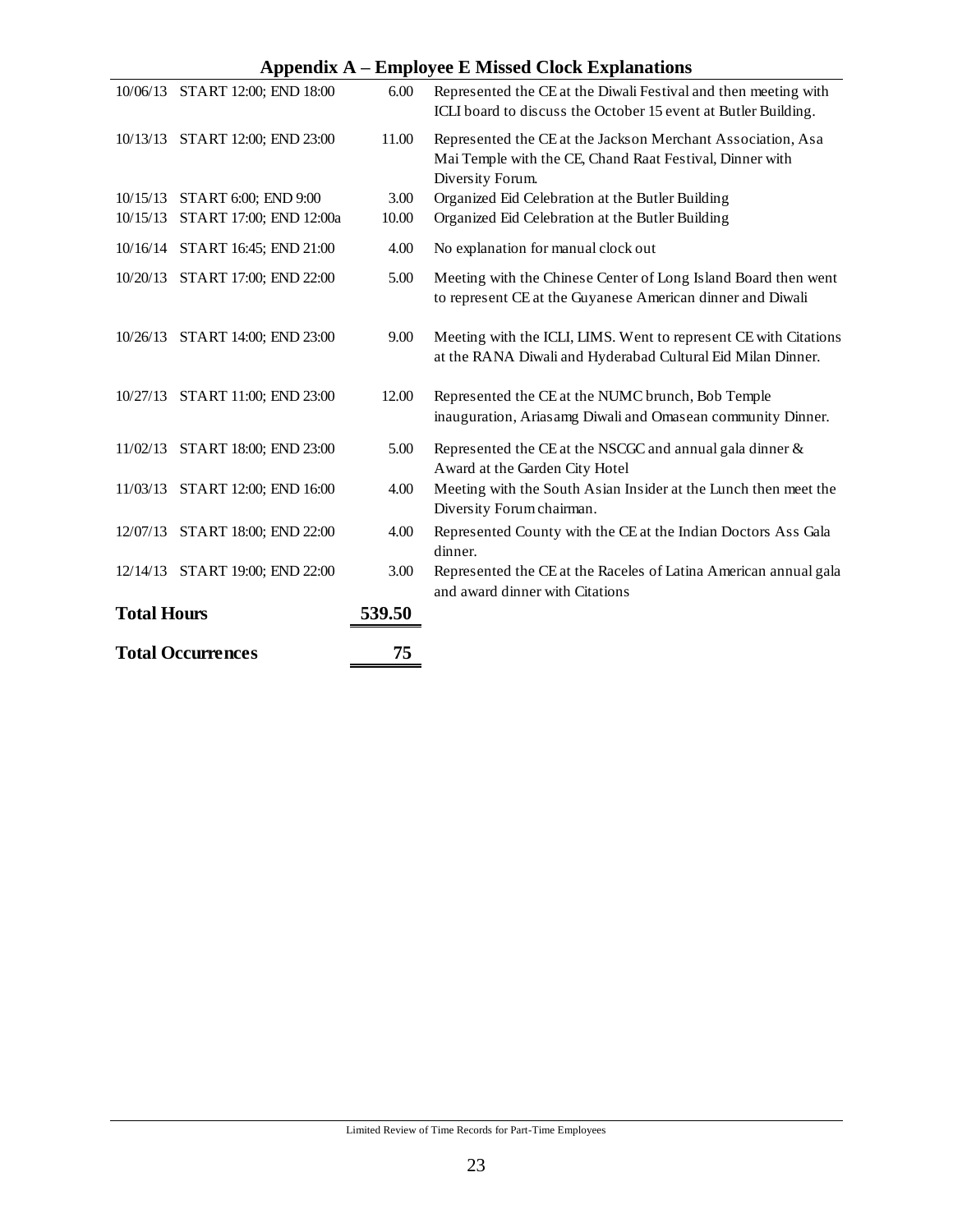## Appendix A – Employee E Missed Clock Explanations

| | | | |
|---|---|---|---|
| 10/06/13 | START 12:00; END 18:00 | 6.00 | Represented the CE at the Diwali Festival and then meeting with ICLI board to discuss the October 15 event at Butler Building. |
| 10/13/13 | START 12:00; END 23:00 | 11.00 | Represented the CE at the Jackson Merchant Association, Asa Mai Temple with the CE, Chand Raat Festival, Dinner with Diversity Forum. |
| 10/15/13 | START 6:00; END 9:00 | 3.00 | Organized Eid Celebration at the Butler Building |
| 10/15/13 | START 17:00; END 12:00a | 10.00 | Organized Eid Celebration at the Butler Building |
| 10/16/14 | START 16:45; END 21:00 | 4.00 | No explanation for manual clock out |
| 10/20/13 | START 17:00; END 22:00 | 5.00 | Meeting with the Chinese Center of Long Island Board then went to represent CE at the Guyanese American dinner and Diwali |
| 10/26/13 | START 14:00; END 23:00 | 9.00 | Meeting with the ICLI, LIMS. Went to represent CE with Citations at the RANA Diwali and Hyderabad Cultural Eid Milan Dinner. |
| 10/27/13 | START 11:00; END 23:00 | 12.00 | Represented the CE at the NUMC brunch, Bob Temple inauguration, Ariasamg Diwali and Omasean community Dinner. |
| 11/02/13 | START 18:00; END 23:00 | 5.00 | Represented the CE at the NSCGC and annual gala dinner & Award at the Garden City Hotel |
| 11/03/13 | START 12:00; END 16:00 | 4.00 | Meeting with the South Asian Insider at the Lunch then meet the Diversity Forum chairman. |
| 12/07/13 | START 18:00; END 22:00 | 4.00 | Represented County with the CE at the Indian Doctors Ass Gala dinner. |
| 12/14/13 | START 19:00; END 22:00 | 3.00 | Represented the CE at the Raceles of Latina American annual gala and award dinner with Citations |
| **Total Hours** | | **539.50** | |
| **Total Occurrences** | | **75** | |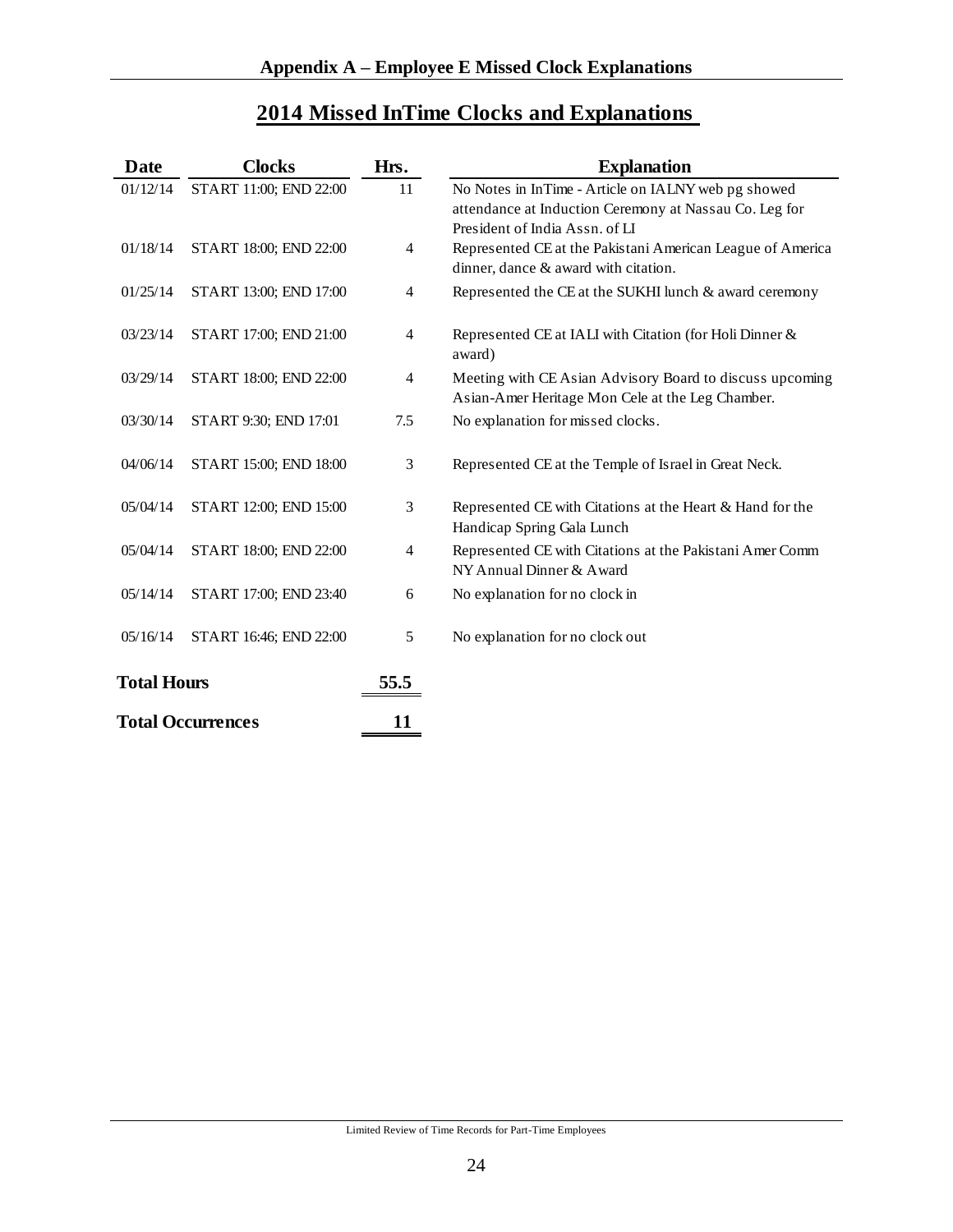## Appendix A – Employee E Missed Clock Explanations

### 2014 Missed InTime Clocks and Explanations

| Date | Clocks | Hrs. | Explanation |
|---|---|---|---|
| 01/12/14 | START 11:00; END 22:00 | 11 | No Notes in InTime - Article on IALNY web pg showed attendance at Induction Ceremony at Nassau Co. Leg for President of India Assn. of LI |
| 01/18/14 | START 18:00; END 22:00 | 4 | Represented CE at the Pakistani American League of America dinner, dance & award with citation. |
| 01/25/14 | START 13:00; END 17:00 | 4 | Represented the CE at the SUKHI lunch & award ceremony |
| 03/23/14 | START 17:00; END 21:00 | 4 | Represented CE at IALI with Citation (for Holi Dinner & award) |
| 03/29/14 | START 18:00; END 22:00 | 4 | Meeting with CE Asian Advisory Board to discuss upcoming Asian-Amer Heritage Mon Cele at the Leg Chamber. |
| 03/30/14 | START 9:30; END 17:01 | 7.5 | No explanation for missed clocks. |
| 04/06/14 | START 15:00; END 18:00 | 3 | Represented CE at the Temple of Israel in Great Neck. |
| 05/04/14 | START 12:00; END 15:00 | 3 | Represented CE with Citations at the Heart & Hand for the Handicap Spring Gala Lunch |
| 05/04/14 | START 18:00; END 22:00 | 4 | Represented CE with Citations at the Pakistani Amer Comm NY Annual Dinner & Award |
| 05/14/14 | START 17:00; END 23:40 | 6 | No explanation for no clock in |
| 05/16/14 | START 16:46; END 22:00 | 5 | No explanation for no clock out |
| **Total Hours** | | **55.5** | |
| **Total Occurrences** | | **11** | |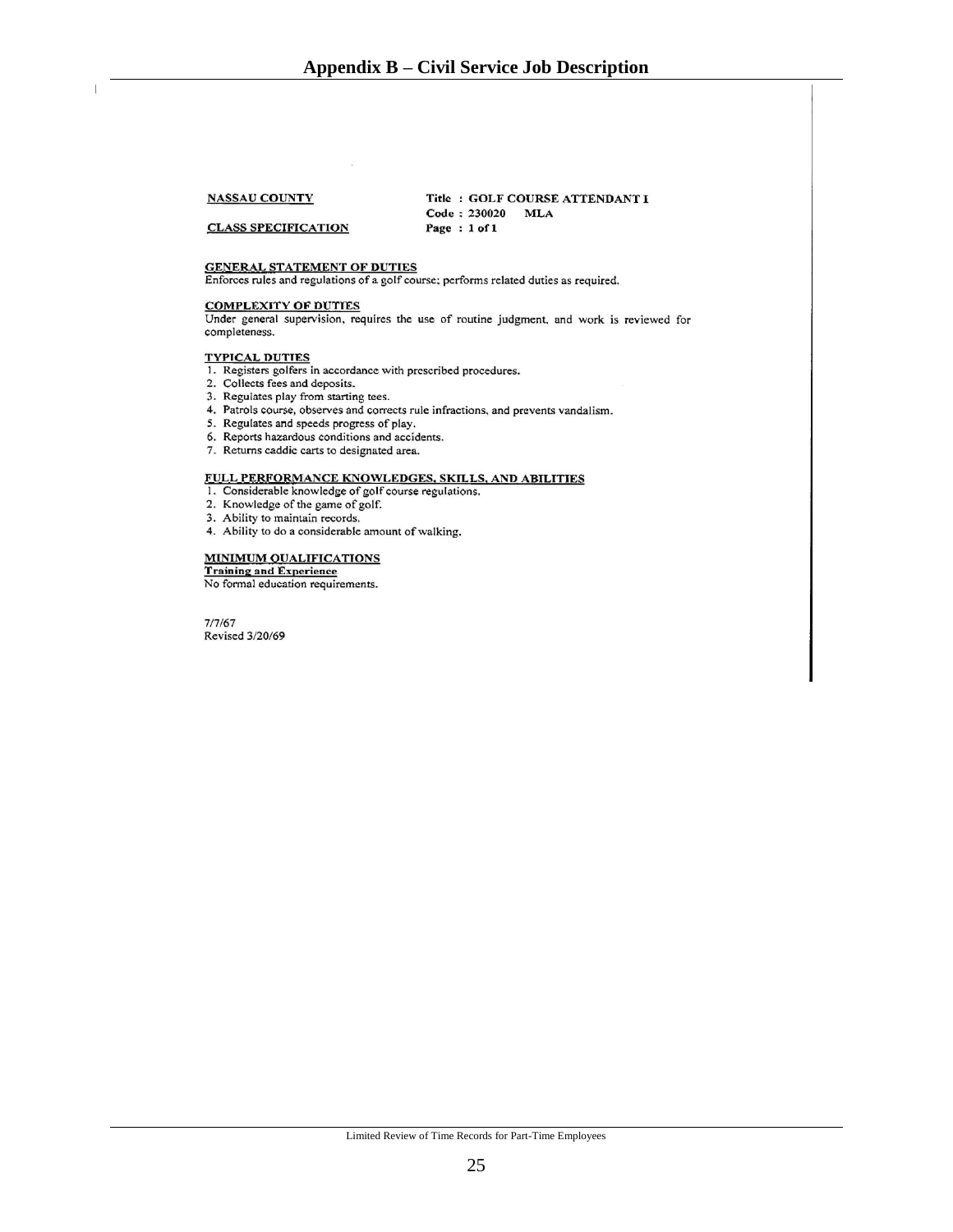# Appendix B – Civil Service Job Description

**NASSAU COUNTY**

**CLASS SPECIFICATION**

**Title : GOLF COURSE ATTENDANT I**
**Code : 230020 MLA**
**Page : 1 of 1**

**GENERAL STATEMENT OF DUTIES**

Enforces rules and regulations of a golf course; performs related duties as required.

**COMPLEXITY OF DUTIES**

Under general supervision, requires the use of routine judgment, and work is reviewed for completeness.

**TYPICAL DUTIES**

1. Registers golfers in accordance with prescribed procedures.
2. Collects fees and deposits.
3. Regulates play from starting tees.
4. Patrols course, observes and corrects rule infractions, and prevents vandalism.
5. Regulates and speeds progress of play.
6. Reports hazardous conditions and accidents.
7. Returns caddie carts to designated area.

**FULL PERFORMANCE KNOWLEDGES, SKILLS, AND ABILITIES**

1. Considerable knowledge of golf course regulations.
2. Knowledge of the game of golf.
3. Ability to maintain records.
4. Ability to do a considerable amount of walking.

**MINIMUM QUALIFICATIONS**

**Training and Experience**

No formal education requirements.

7/7/67
Revised 3/20/69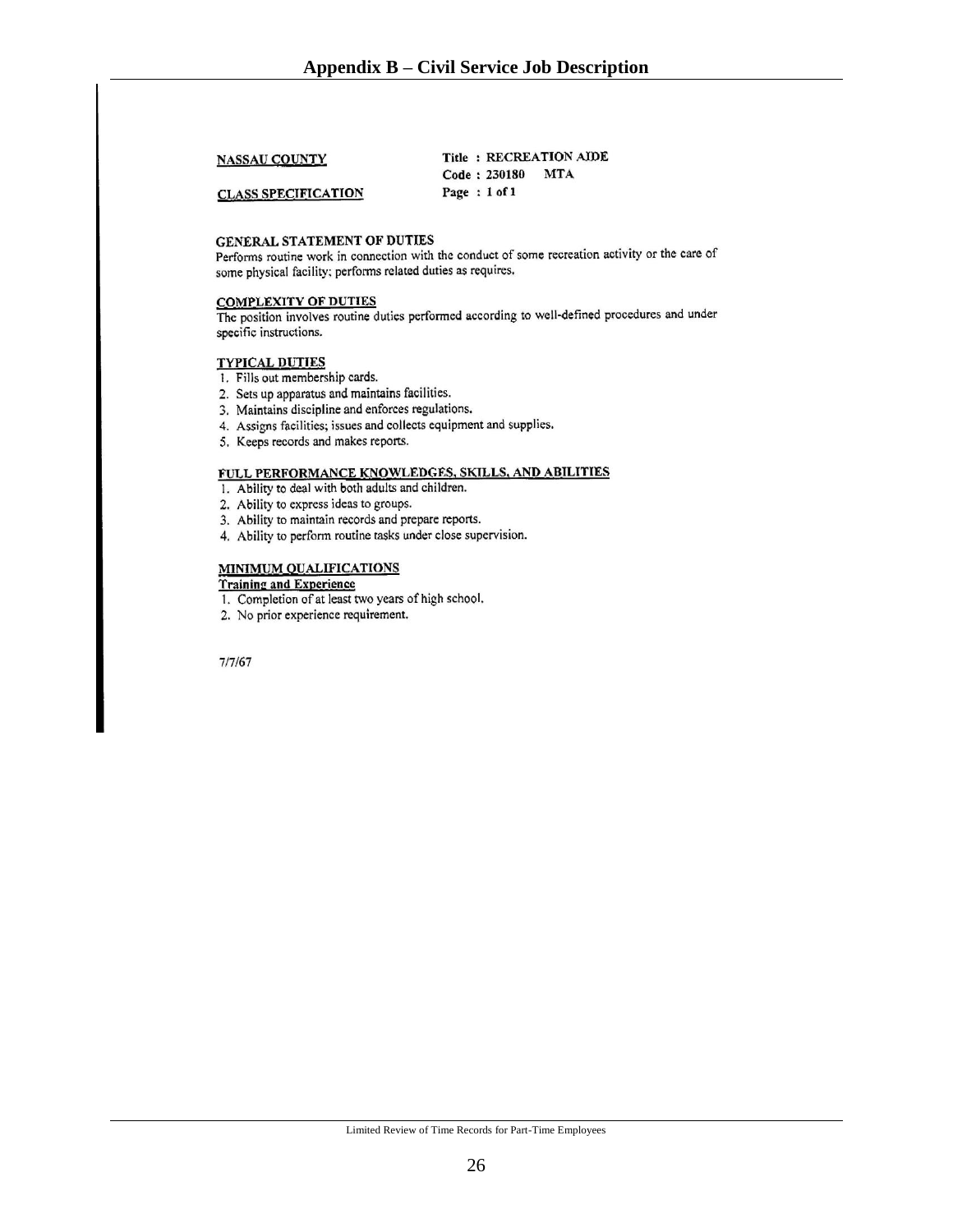# Appendix B – Civil Service Job Description

**NASSAU COUNTY**

**CLASS SPECIFICATION**

**Title : RECREATION AIDE**
**Code : 230180 MTA**
**Page : 1 of 1**

**GENERAL STATEMENT OF DUTIES**
Performs routine work in connection with the conduct of some recreation activity or the care of some physical facility; performs related duties as requires.

**COMPLEXITY OF DUTIES**
The position involves routine duties performed according to well-defined procedures and under specific instructions.

**TYPICAL DUTIES**
1. Fills out membership cards.
2. Sets up apparatus and maintains facilities.
3. Maintains discipline and enforces regulations.
4. Assigns facilities; issues and collects equipment and supplies.
5. Keeps records and makes reports.

**FULL PERFORMANCE KNOWLEDGES, SKILLS, AND ABILITIES**
1. Ability to deal with both adults and children.
2. Ability to express ideas to groups.
3. Ability to maintain records and prepare reports.
4. Ability to perform routine tasks under close supervision.

**MINIMUM QUALIFICATIONS**
**Training and Experience**
1. Completion of at least two years of high school.
2. No prior experience requirement.

7/7/67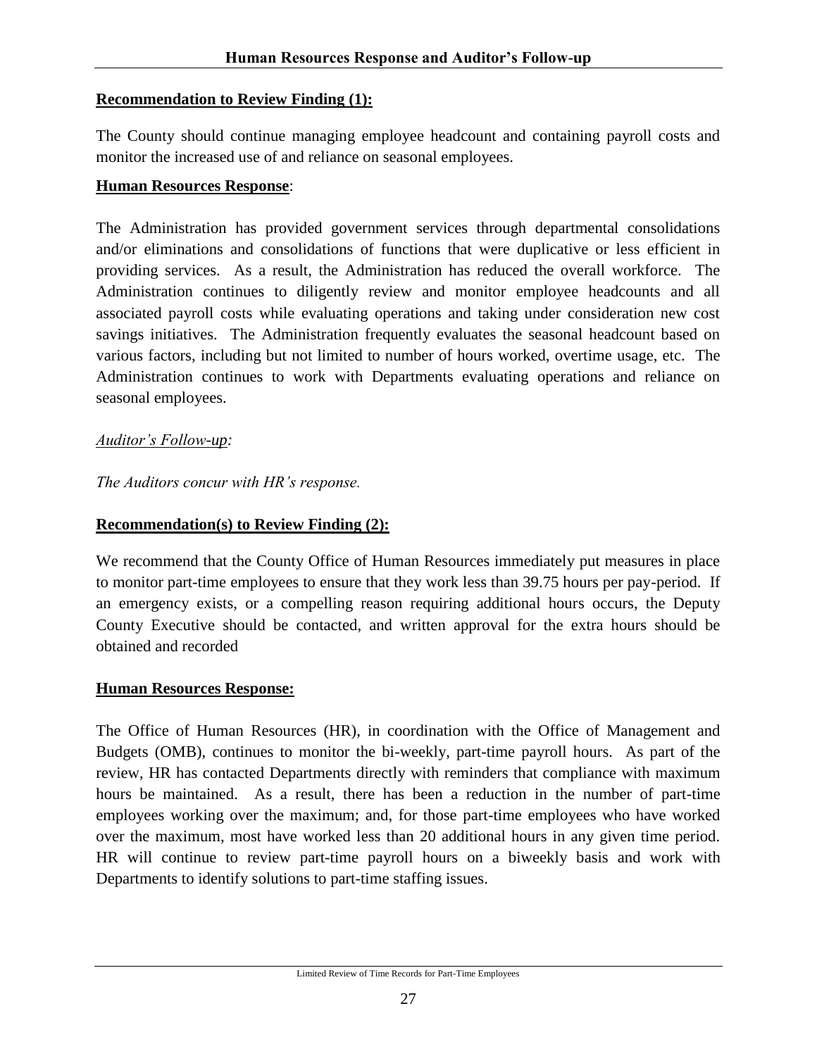## Human Resources Response and Auditor's Follow-up

**Recommendation to Review Finding (1):**

The County should continue managing employee headcount and containing payroll costs and monitor the increased use of and reliance on seasonal employees.

**Human Resources Response**:

The Administration has provided government services through departmental consolidations and/or eliminations and consolidations of functions that were duplicative or less efficient in providing services. As a result, the Administration has reduced the overall workforce. The Administration continues to diligently review and monitor employee headcounts and all associated payroll costs while evaluating operations and taking under consideration new cost savings initiatives. The Administration frequently evaluates the seasonal headcount based on various factors, including but not limited to number of hours worked, overtime usage, etc. The Administration continues to work with Departments evaluating operations and reliance on seasonal employees.

*Auditor's Follow-up:*

*The Auditors concur with HR's response.*

**Recommendation(s) to Review Finding (2):**

We recommend that the County Office of Human Resources immediately put measures in place to monitor part-time employees to ensure that they work less than 39.75 hours per pay-period. If an emergency exists, or a compelling reason requiring additional hours occurs, the Deputy County Executive should be contacted, and written approval for the extra hours should be obtained and recorded

**Human Resources Response:**

The Office of Human Resources (HR), in coordination with the Office of Management and Budgets (OMB), continues to monitor the bi-weekly, part-time payroll hours. As part of the review, HR has contacted Departments directly with reminders that compliance with maximum hours be maintained. As a result, there has been a reduction in the number of part-time employees working over the maximum; and, for those part-time employees who have worked over the maximum, most have worked less than 20 additional hours in any given time period. HR will continue to review part-time payroll hours on a biweekly basis and work with Departments to identify solutions to part-time staffing issues.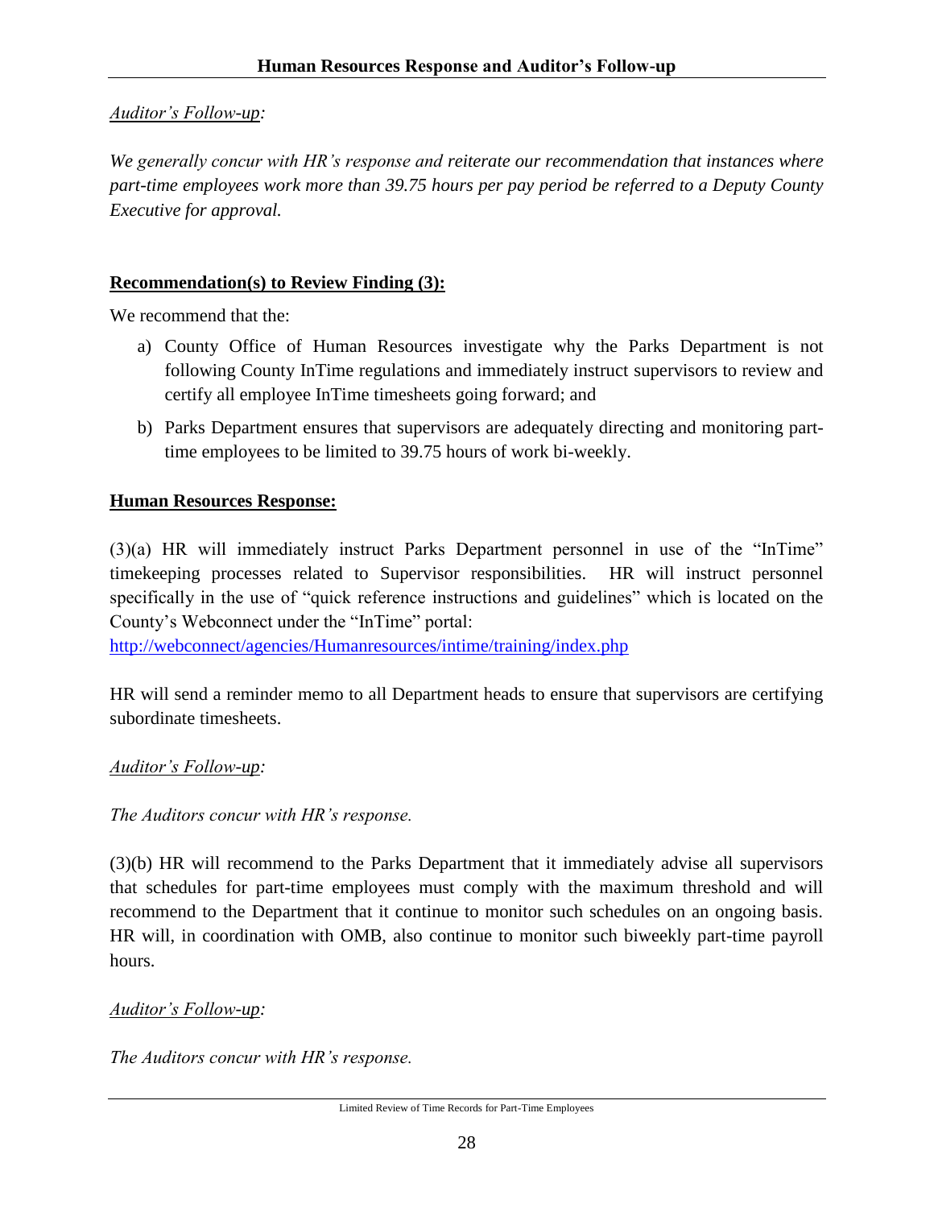*Auditor's Follow-up:*

*We generally concur with HR's response and reiterate our recommendation that instances where part-time employees work more than 39.75 hours per pay period be referred to a Deputy County Executive for approval.*

**Recommendation(s) to Review Finding (3):**

We recommend that the:

a) County Office of Human Resources investigate why the Parks Department is not following County InTime regulations and immediately instruct supervisors to review and certify all employee InTime timesheets going forward; and

b) Parks Department ensures that supervisors are adequately directing and monitoring part-time employees to be limited to 39.75 hours of work bi-weekly.

**Human Resources Response:**

(3)(a) HR will immediately instruct Parks Department personnel in use of the "InTime" timekeeping processes related to Supervisor responsibilities. HR will instruct personnel specifically in the use of "quick reference instructions and guidelines" which is located on the County's Webconnect under the "InTime" portal: http://webconnect/agencies/Humanresources/intime/training/index.php

HR will send a reminder memo to all Department heads to ensure that supervisors are certifying subordinate timesheets.

*Auditor's Follow-up:*

*The Auditors concur with HR's response.*

(3)(b) HR will recommend to the Parks Department that it immediately advise all supervisors that schedules for part-time employees must comply with the maximum threshold and will recommend to the Department that it continue to monitor such schedules on an ongoing basis. HR will, in coordination with OMB, also continue to monitor such biweekly part-time payroll hours.

*Auditor's Follow-up:*

*The Auditors concur with HR's response.*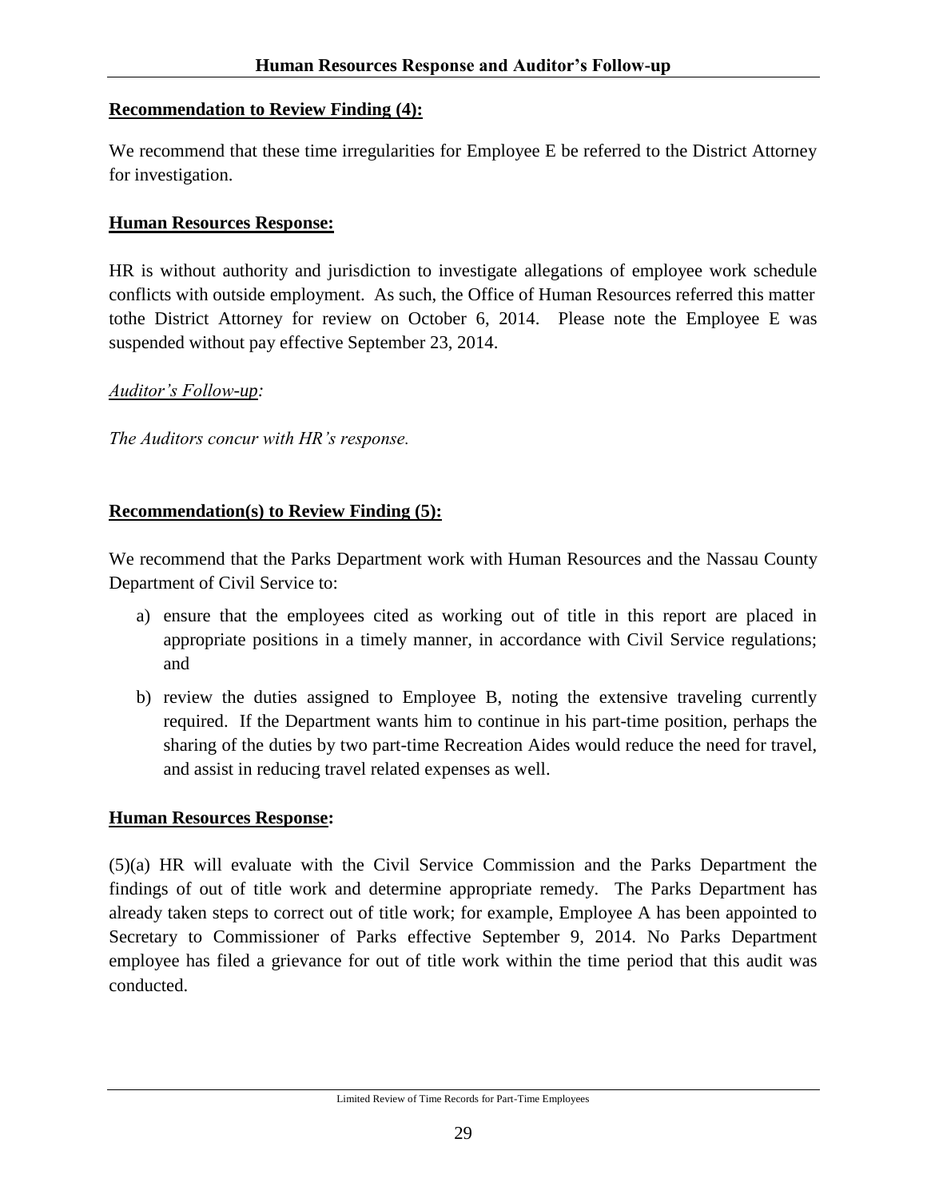## Human Resources Response and Auditor's Follow-up

**Recommendation to Review Finding (4):**

We recommend that these time irregularities for Employee E be referred to the District Attorney for investigation.

**Human Resources Response:**

HR is without authority and jurisdiction to investigate allegations of employee work schedule conflicts with outside employment. As such, the Office of Human Resources referred this matter tothe District Attorney for review on October 6, 2014. Please note the Employee E was suspended without pay effective September 23, 2014.

*Auditor's Follow-up:*

*The Auditors concur with HR's response.*

**Recommendation(s) to Review Finding (5):**

We recommend that the Parks Department work with Human Resources and the Nassau County Department of Civil Service to:

a) ensure that the employees cited as working out of title in this report are placed in appropriate positions in a timely manner, in accordance with Civil Service regulations; and

b) review the duties assigned to Employee B, noting the extensive traveling currently required. If the Department wants him to continue in his part-time position, perhaps the sharing of the duties by two part-time Recreation Aides would reduce the need for travel, and assist in reducing travel related expenses as well.

**Human Resources Response:**

(5)(a) HR will evaluate with the Civil Service Commission and the Parks Department the findings of out of title work and determine appropriate remedy. The Parks Department has already taken steps to correct out of title work; for example, Employee A has been appointed to Secretary to Commissioner of Parks effective September 9, 2014. No Parks Department employee has filed a grievance for out of title work within the time period that this audit was conducted.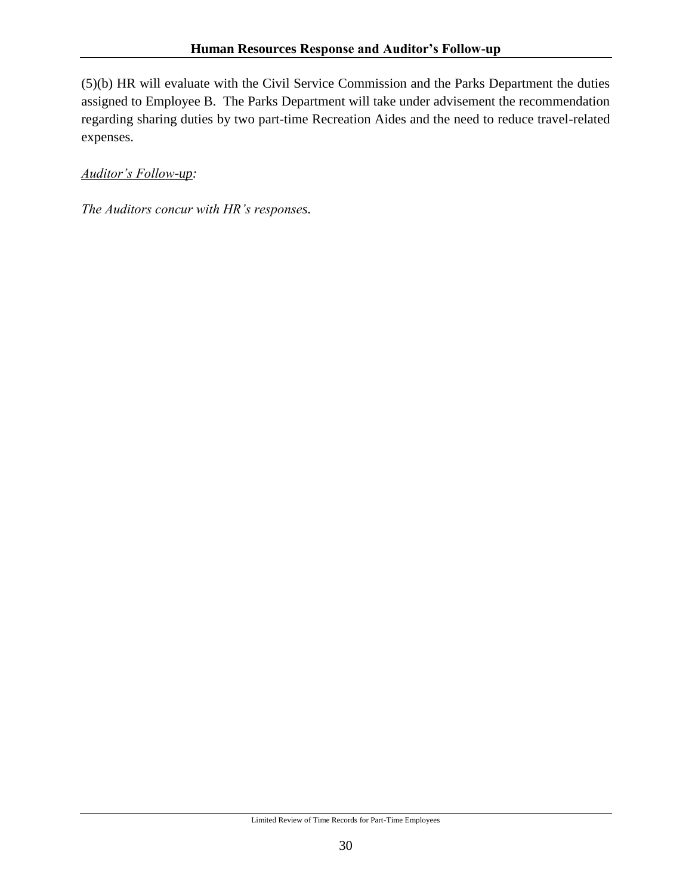(5)(b) HR will evaluate with the Civil Service Commission and the Parks Department the duties assigned to Employee B. The Parks Department will take under advisement the recommendation regarding sharing duties by two part-time Recreation Aides and the need to reduce travel-related expenses.

*Auditor's Follow-up:*

*The Auditors concur with HR's responses.*